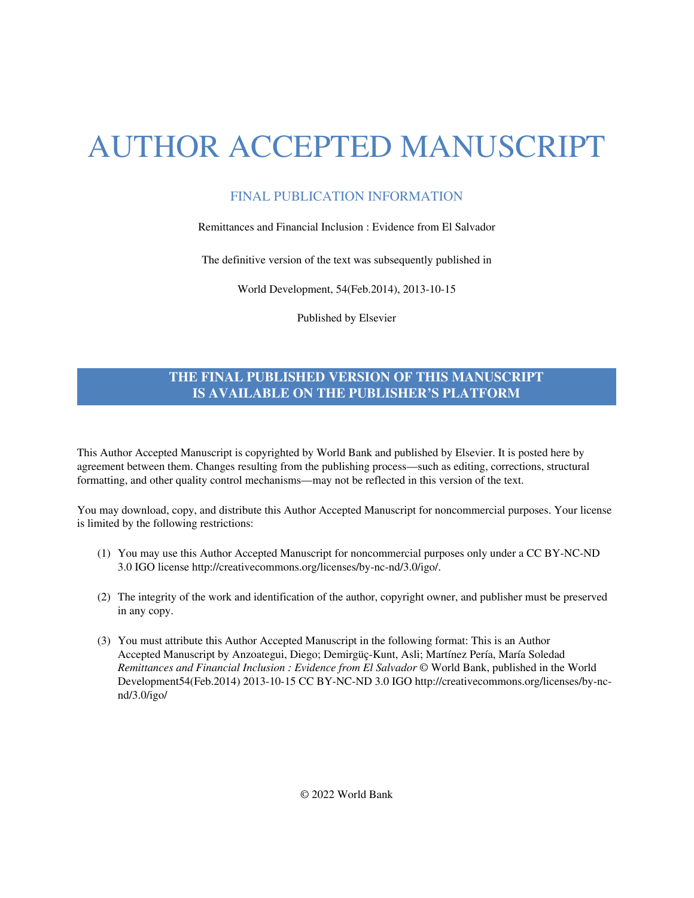# AUTHOR ACCEPTED MANUSCRIPT

## FINAL PUBLICATION INFORMATION

Remittances and Financial Inclusion : Evidence from El Salvador

The definitive version of the text was subsequently published in

World Development, 54(Feb.2014), 2013-10-15

Published by Elsevier

**THE FINAL PUBLISHED VERSION OF THIS MANUSCRIPT IS AVAILABLE ON THE PUBLISHER'S PLATFORM**

This Author Accepted Manuscript is copyrighted by World Bank and published by Elsevier. It is posted here by agreement between them. Changes resulting from the publishing process—such as editing, corrections, structural formatting, and other quality control mechanisms—may not be reflected in this version of the text.

You may download, copy, and distribute this Author Accepted Manuscript for noncommercial purposes. Your license is limited by the following restrictions:

(1) You may use this Author Accepted Manuscript for noncommercial purposes only under a CC BY-NC-ND 3.0 IGO license http://creativecommons.org/licenses/by-nc-nd/3.0/igo/.

(2) The integrity of the work and identification of the author, copyright owner, and publisher must be preserved in any copy.

(3) You must attribute this Author Accepted Manuscript in the following format: This is an Author Accepted Manuscript by Anzoategui, Diego; Demirgüç-Kunt, Asli; Martínez Pería, María Soledad *Remittances and Financial Inclusion : Evidence from El Salvador* © World Bank, published in the World Development54(Feb.2014) 2013-10-15 CC BY-NC-ND 3.0 IGO http://creativecommons.org/licenses/by-nc-nd/3.0/igo/

© 2022 World Bank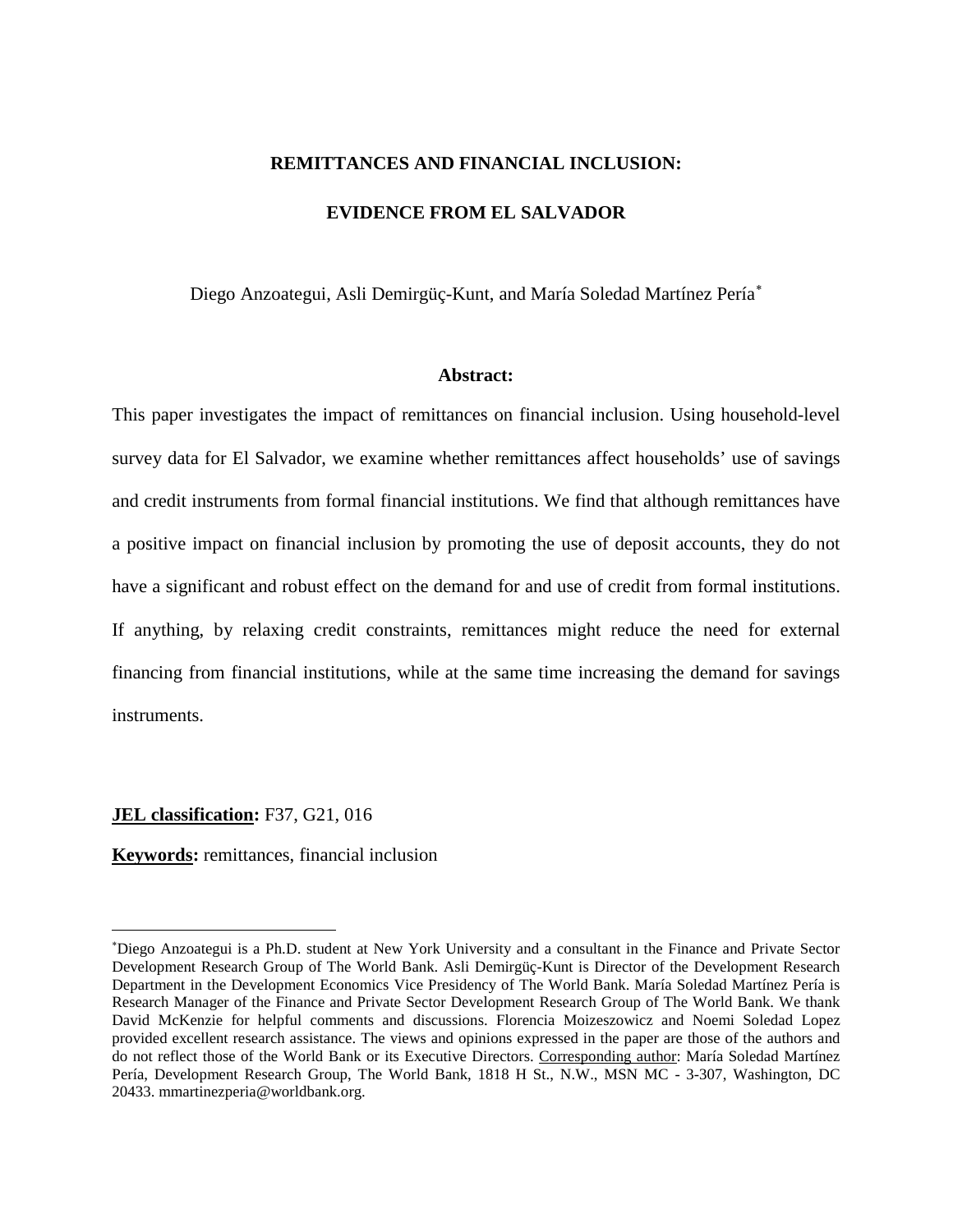# REMITTANCES AND FINANCIAL INCLUSION:

# EVIDENCE FROM EL SALVADOR

Diego Anzoategui, Asli Demirgüç-Kunt, and María Soledad Martínez Pería[*]

**Abstract:**

This paper investigates the impact of remittances on financial inclusion. Using household-level survey data for El Salvador, we examine whether remittances affect households' use of savings and credit instruments from formal financial institutions. We find that although remittances have a positive impact on financial inclusion by promoting the use of deposit accounts, they do not have a significant and robust effect on the demand for and use of credit from formal institutions. If anything, by relaxing credit constraints, remittances might reduce the need for external financing from financial institutions, while at the same time increasing the demand for savings instruments.

**JEL classification:** F37, G21, 016

**Keywords:** remittances, financial inclusion

[*] Diego Anzoategui is a Ph.D. student at New York University and a consultant in the Finance and Private Sector Development Research Group of The World Bank. Asli Demirgüç-Kunt is Director of the Development Research Department in the Development Economics Vice Presidency of The World Bank. María Soledad Martínez Pería is Research Manager of the Finance and Private Sector Development Research Group of The World Bank. We thank David McKenzie for helpful comments and discussions. Florencia Moizeszowicz and Noemi Soledad Lopez provided excellent research assistance. The views and opinions expressed in the paper are those of the authors and do not reflect those of the World Bank or its Executive Directors. Corresponding author: María Soledad Martínez Pería, Development Research Group, The World Bank, 1818 H St., N.W., MSN MC - 3-307, Washington, DC 20433. mmartinezperia@worldbank.org.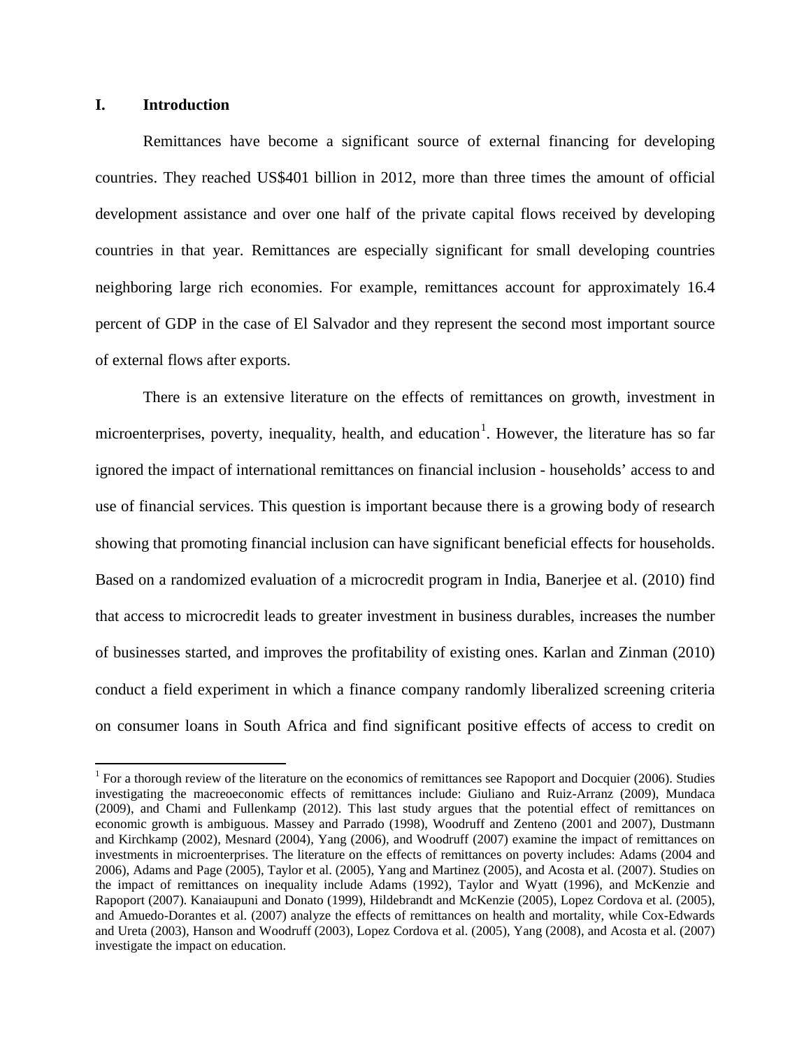## I. Introduction

Remittances have become a significant source of external financing for developing countries. They reached US$401 billion in 2012, more than three times the amount of official development assistance and over one half of the private capital flows received by developing countries in that year. Remittances are especially significant for small developing countries neighboring large rich economies. For example, remittances account for approximately 16.4 percent of GDP in the case of El Salvador and they represent the second most important source of external flows after exports.

There is an extensive literature on the effects of remittances on growth, investment in microenterprises, poverty, inequality, health, and education[1]. However, the literature has so far ignored the impact of international remittances on financial inclusion - households' access to and use of financial services. This question is important because there is a growing body of research showing that promoting financial inclusion can have significant beneficial effects for households. Based on a randomized evaluation of a microcredit program in India, Banerjee et al. (2010) find that access to microcredit leads to greater investment in business durables, increases the number of businesses started, and improves the profitability of existing ones. Karlan and Zinman (2010) conduct a field experiment in which a finance company randomly liberalized screening criteria on consumer loans in South Africa and find significant positive effects of access to credit on

[1] For a thorough review of the literature on the economics of remittances see Rapoport and Docquier (2006). Studies investigating the macreoeconomic effects of remittances include: Giuliano and Ruiz-Arranz (2009), Mundaca (2009), and Chami and Fullenkamp (2012). This last study argues that the potential effect of remittances on economic growth is ambiguous. Massey and Parrado (1998), Woodruff and Zenteno (2001 and 2007), Dustmann and Kirchkamp (2002), Mesnard (2004), Yang (2006), and Woodruff (2007) examine the impact of remittances on investments in microenterprises. The literature on the effects of remittances on poverty includes: Adams (2004 and 2006), Adams and Page (2005), Taylor et al. (2005), Yang and Martinez (2005), and Acosta et al. (2007). Studies on the impact of remittances on inequality include Adams (1992), Taylor and Wyatt (1996), and McKenzie and Rapoport (2007). Kanaiaupuni and Donato (1999), Hildebrandt and McKenzie (2005), Lopez Cordova et al. (2005), and Amuedo-Dorantes et al. (2007) analyze the effects of remittances on health and mortality, while Cox-Edwards and Ureta (2003), Hanson and Woodruff (2003), Lopez Cordova et al. (2005), Yang (2008), and Acosta et al. (2007) investigate the impact on education.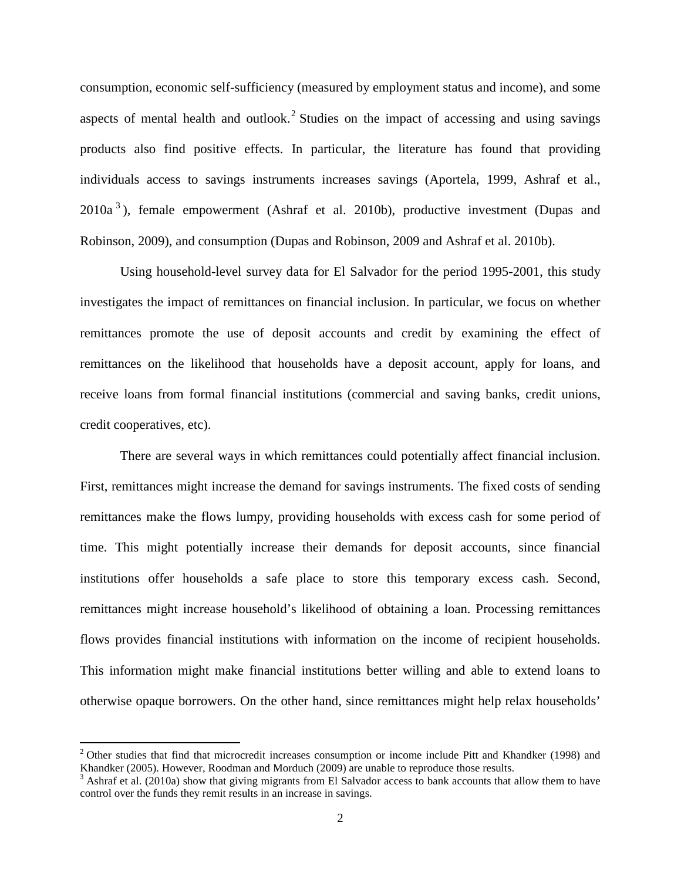consumption, economic self-sufficiency (measured by employment status and income), and some aspects of mental health and outlook.[2] Studies on the impact of accessing and using savings products also find positive effects. In particular, the literature has found that providing individuals access to savings instruments increases savings (Aportela, 1999, Ashraf et al., 2010a[3]), female empowerment (Ashraf et al. 2010b), productive investment (Dupas and Robinson, 2009), and consumption (Dupas and Robinson, 2009 and Ashraf et al. 2010b).

Using household-level survey data for El Salvador for the period 1995-2001, this study investigates the impact of remittances on financial inclusion. In particular, we focus on whether remittances promote the use of deposit accounts and credit by examining the effect of remittances on the likelihood that households have a deposit account, apply for loans, and receive loans from formal financial institutions (commercial and saving banks, credit unions, credit cooperatives, etc).

There are several ways in which remittances could potentially affect financial inclusion. First, remittances might increase the demand for savings instruments. The fixed costs of sending remittances make the flows lumpy, providing households with excess cash for some period of time. This might potentially increase their demands for deposit accounts, since financial institutions offer households a safe place to store this temporary excess cash. Second, remittances might increase household's likelihood of obtaining a loan. Processing remittances flows provides financial institutions with information on the income of recipient households. This information might make financial institutions better willing and able to extend loans to otherwise opaque borrowers. On the other hand, since remittances might help relax households'

[2] Other studies that find that microcredit increases consumption or income include Pitt and Khandker (1998) and Khandker (2005). However, Roodman and Morduch (2009) are unable to reproduce those results.

[3] Ashraf et al. (2010a) show that giving migrants from El Salvador access to bank accounts that allow them to have control over the funds they remit results in an increase in savings.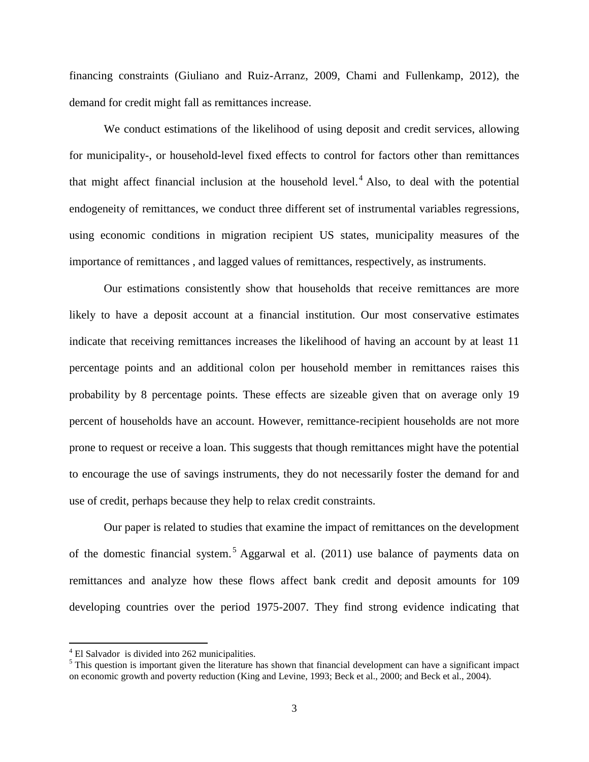financing constraints (Giuliano and Ruiz-Arranz, 2009, Chami and Fullenkamp, 2012), the demand for credit might fall as remittances increase.

We conduct estimations of the likelihood of using deposit and credit services, allowing for municipality-, or household-level fixed effects to control for factors other than remittances that might affect financial inclusion at the household level.[4] Also, to deal with the potential endogeneity of remittances, we conduct three different set of instrumental variables regressions, using economic conditions in migration recipient US states, municipality measures of the importance of remittances , and lagged values of remittances, respectively, as instruments.

Our estimations consistently show that households that receive remittances are more likely to have a deposit account at a financial institution. Our most conservative estimates indicate that receiving remittances increases the likelihood of having an account by at least 11 percentage points and an additional colon per household member in remittances raises this probability by 8 percentage points. These effects are sizeable given that on average only 19 percent of households have an account. However, remittance-recipient households are not more prone to request or receive a loan. This suggests that though remittances might have the potential to encourage the use of savings instruments, they do not necessarily foster the demand for and use of credit, perhaps because they help to relax credit constraints.

Our paper is related to studies that examine the impact of remittances on the development of the domestic financial system.[5] Aggarwal et al. (2011) use balance of payments data on remittances and analyze how these flows affect bank credit and deposit amounts for 109 developing countries over the period 1975-2007. They find strong evidence indicating that

[4] El Salvador is divided into 262 municipalities.

[5] This question is important given the literature has shown that financial development can have a significant impact on economic growth and poverty reduction (King and Levine, 1993; Beck et al., 2000; and Beck et al., 2004).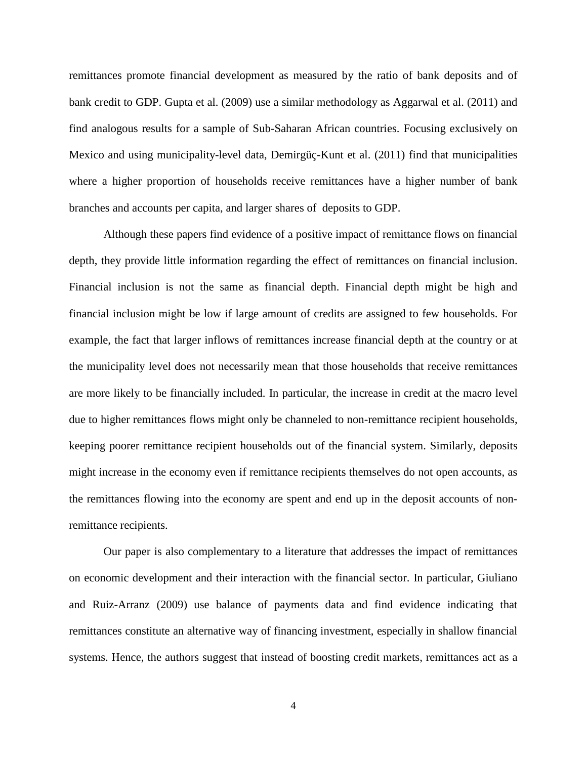remittances promote financial development as measured by the ratio of bank deposits and of bank credit to GDP. Gupta et al. (2009) use a similar methodology as Aggarwal et al. (2011) and find analogous results for a sample of Sub-Saharan African countries. Focusing exclusively on Mexico and using municipality-level data, Demirgüç-Kunt et al. (2011) find that municipalities where a higher proportion of households receive remittances have a higher number of bank branches and accounts per capita, and larger shares of deposits to GDP.

Although these papers find evidence of a positive impact of remittance flows on financial depth, they provide little information regarding the effect of remittances on financial inclusion. Financial inclusion is not the same as financial depth. Financial depth might be high and financial inclusion might be low if large amount of credits are assigned to few households. For example, the fact that larger inflows of remittances increase financial depth at the country or at the municipality level does not necessarily mean that those households that receive remittances are more likely to be financially included. In particular, the increase in credit at the macro level due to higher remittances flows might only be channeled to non-remittance recipient households, keeping poorer remittance recipient households out of the financial system. Similarly, deposits might increase in the economy even if remittance recipients themselves do not open accounts, as the remittances flowing into the economy are spent and end up in the deposit accounts of non-remittance recipients.

Our paper is also complementary to a literature that addresses the impact of remittances on economic development and their interaction with the financial sector. In particular, Giuliano and Ruiz-Arranz (2009) use balance of payments data and find evidence indicating that remittances constitute an alternative way of financing investment, especially in shallow financial systems. Hence, the authors suggest that instead of boosting credit markets, remittances act as a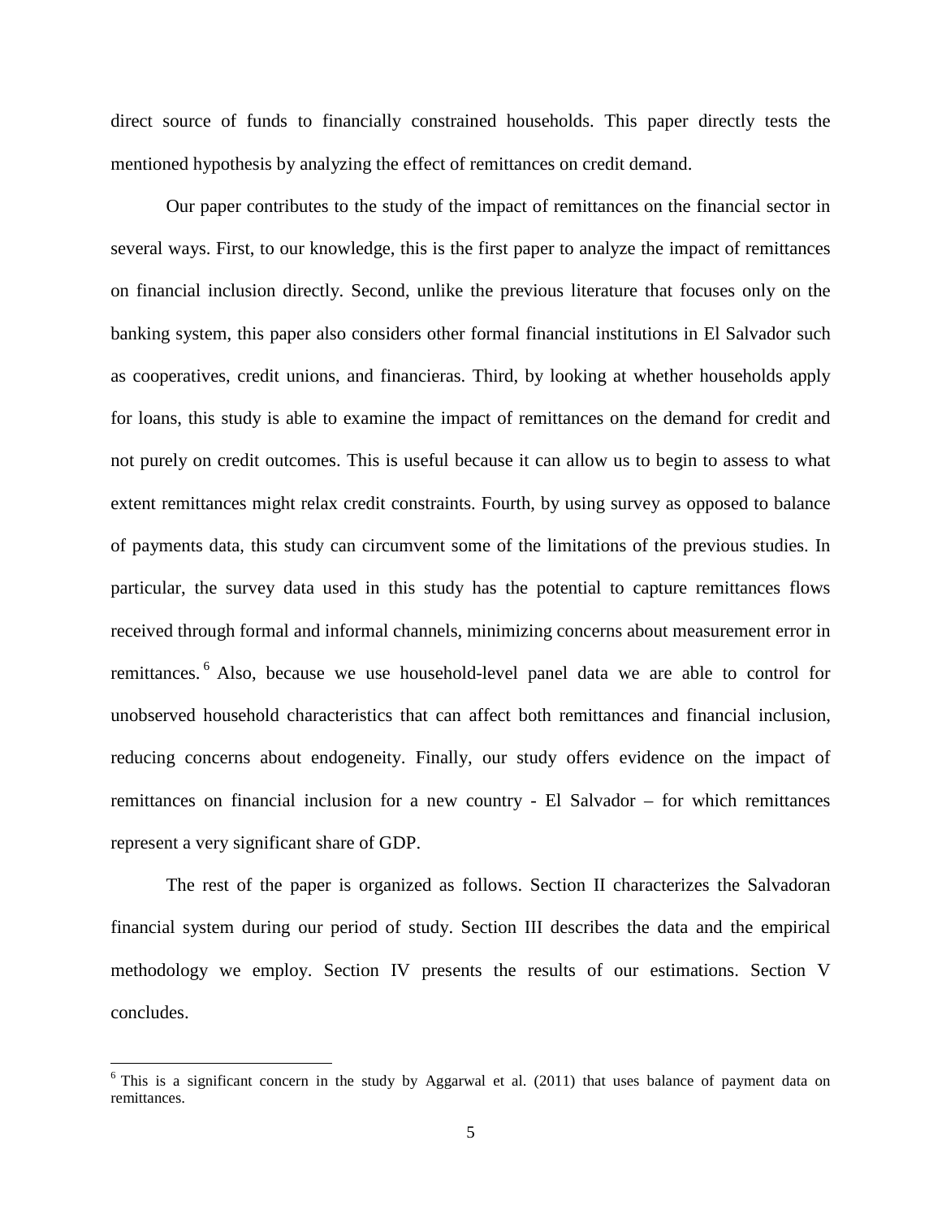direct source of funds to financially constrained households. This paper directly tests the mentioned hypothesis by analyzing the effect of remittances on credit demand.

Our paper contributes to the study of the impact of remittances on the financial sector in several ways. First, to our knowledge, this is the first paper to analyze the impact of remittances on financial inclusion directly. Second, unlike the previous literature that focuses only on the banking system, this paper also considers other formal financial institutions in El Salvador such as cooperatives, credit unions, and financieras. Third, by looking at whether households apply for loans, this study is able to examine the impact of remittances on the demand for credit and not purely on credit outcomes. This is useful because it can allow us to begin to assess to what extent remittances might relax credit constraints. Fourth, by using survey as opposed to balance of payments data, this study can circumvent some of the limitations of the previous studies. In particular, the survey data used in this study has the potential to capture remittances flows received through formal and informal channels, minimizing concerns about measurement error in remittances.[6] Also, because we use household-level panel data we are able to control for unobserved household characteristics that can affect both remittances and financial inclusion, reducing concerns about endogeneity. Finally, our study offers evidence on the impact of remittances on financial inclusion for a new country - El Salvador – for which remittances represent a very significant share of GDP.

The rest of the paper is organized as follows. Section II characterizes the Salvadoran financial system during our period of study. Section III describes the data and the empirical methodology we employ. Section IV presents the results of our estimations. Section V concludes.

[6] This is a significant concern in the study by Aggarwal et al. (2011) that uses balance of payment data on remittances.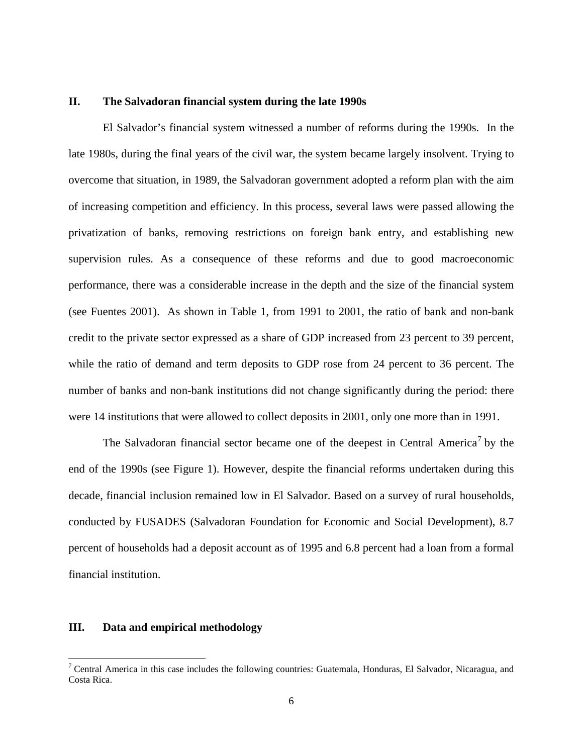## II. The Salvadoran financial system during the late 1990s

El Salvador's financial system witnessed a number of reforms during the 1990s. In the late 1980s, during the final years of the civil war, the system became largely insolvent. Trying to overcome that situation, in 1989, the Salvadoran government adopted a reform plan with the aim of increasing competition and efficiency. In this process, several laws were passed allowing the privatization of banks, removing restrictions on foreign bank entry, and establishing new supervision rules. As a consequence of these reforms and due to good macroeconomic performance, there was a considerable increase in the depth and the size of the financial system (see Fuentes 2001). As shown in Table 1, from 1991 to 2001, the ratio of bank and non-bank credit to the private sector expressed as a share of GDP increased from 23 percent to 39 percent, while the ratio of demand and term deposits to GDP rose from 24 percent to 36 percent. The number of banks and non-bank institutions did not change significantly during the period: there were 14 institutions that were allowed to collect deposits in 2001, only one more than in 1991.

The Salvadoran financial sector became one of the deepest in Central America[7] by the end of the 1990s (see Figure 1). However, despite the financial reforms undertaken during this decade, financial inclusion remained low in El Salvador. Based on a survey of rural households, conducted by FUSADES (Salvadoran Foundation for Economic and Social Development), 8.7 percent of households had a deposit account as of 1995 and 6.8 percent had a loan from a formal financial institution.

## III. Data and empirical methodology

[7] Central America in this case includes the following countries: Guatemala, Honduras, El Salvador, Nicaragua, and Costa Rica.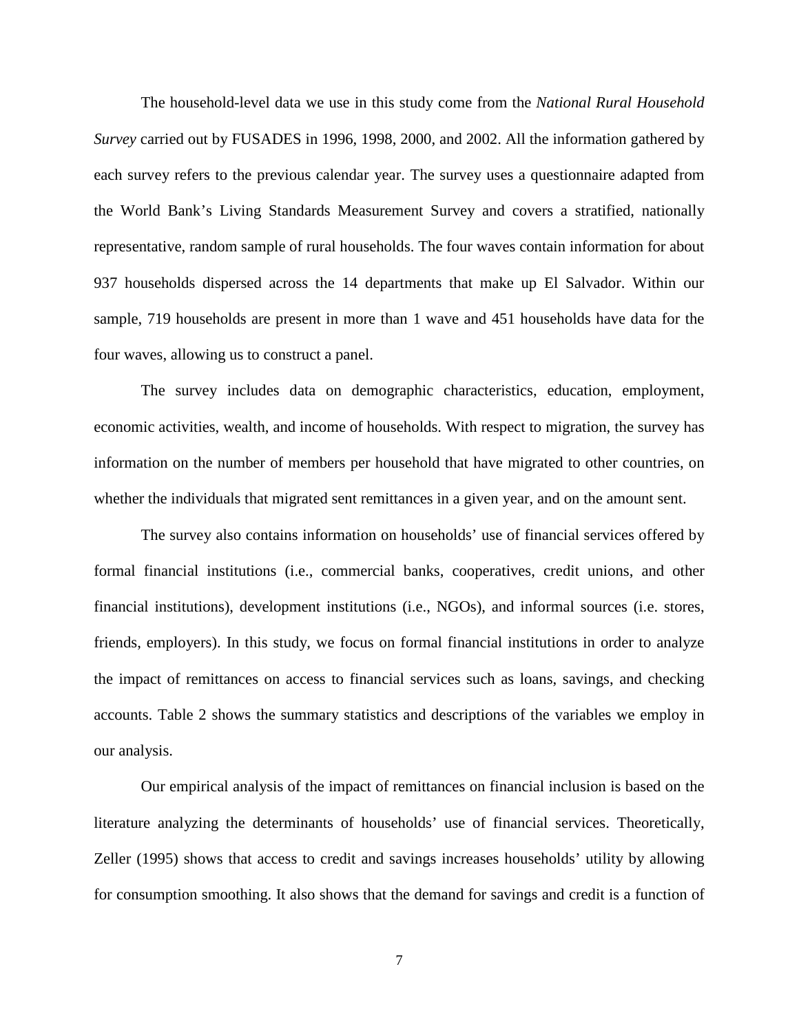The household-level data we use in this study come from the *National Rural Household Survey* carried out by FUSADES in 1996, 1998, 2000, and 2002. All the information gathered by each survey refers to the previous calendar year. The survey uses a questionnaire adapted from the World Bank's Living Standards Measurement Survey and covers a stratified, nationally representative, random sample of rural households. The four waves contain information for about 937 households dispersed across the 14 departments that make up El Salvador. Within our sample, 719 households are present in more than 1 wave and 451 households have data for the four waves, allowing us to construct a panel.

The survey includes data on demographic characteristics, education, employment, economic activities, wealth, and income of households. With respect to migration, the survey has information on the number of members per household that have migrated to other countries, on whether the individuals that migrated sent remittances in a given year, and on the amount sent.

The survey also contains information on households' use of financial services offered by formal financial institutions (i.e., commercial banks, cooperatives, credit unions, and other financial institutions), development institutions (i.e., NGOs), and informal sources (i.e. stores, friends, employers). In this study, we focus on formal financial institutions in order to analyze the impact of remittances on access to financial services such as loans, savings, and checking accounts. Table 2 shows the summary statistics and descriptions of the variables we employ in our analysis.

Our empirical analysis of the impact of remittances on financial inclusion is based on the literature analyzing the determinants of households' use of financial services. Theoretically, Zeller (1995) shows that access to credit and savings increases households' utility by allowing for consumption smoothing. It also shows that the demand for savings and credit is a function of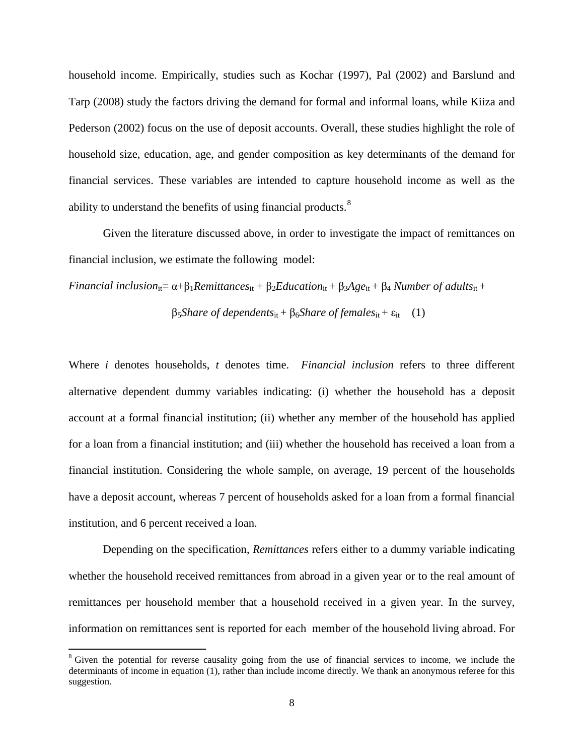household income. Empirically, studies such as Kochar (1997), Pal (2002) and Barslund and Tarp (2008) study the factors driving the demand for formal and informal loans, while Kiiza and Pederson (2002) focus on the use of deposit accounts. Overall, these studies highlight the role of household size, education, age, and gender composition as key determinants of the demand for financial services. These variables are intended to capture household income as well as the ability to understand the benefits of using financial products.[8]

Given the literature discussed above, in order to investigate the impact of remittances on financial inclusion, we estimate the following model:

$$Financial\ inclusion_{it} = \alpha + \beta_1 Remittances_{it} + \beta_2 Education_{it} + \beta_3 Age_{it} + \beta_4\ Number\ of\ adults_{it} + \beta_5 Share\ of\ dependents_{it} + \beta_6 Share\ of\ females_{it} + \varepsilon_{it} \quad (1)$$

Where *i* denotes households, *t* denotes time. *Financial inclusion* refers to three different alternative dependent dummy variables indicating: (i) whether the household has a deposit account at a formal financial institution; (ii) whether any member of the household has applied for a loan from a financial institution; and (iii) whether the household has received a loan from a financial institution. Considering the whole sample, on average, 19 percent of the households have a deposit account, whereas 7 percent of households asked for a loan from a formal financial institution, and 6 percent received a loan.

Depending on the specification, *Remittances* refers either to a dummy variable indicating whether the household received remittances from abroad in a given year or to the real amount of remittances per household member that a household received in a given year. In the survey, information on remittances sent is reported for each member of the household living abroad. For

[8] Given the potential for reverse causality going from the use of financial services to income, we include the determinants of income in equation (1), rather than include income directly. We thank an anonymous referee for this suggestion.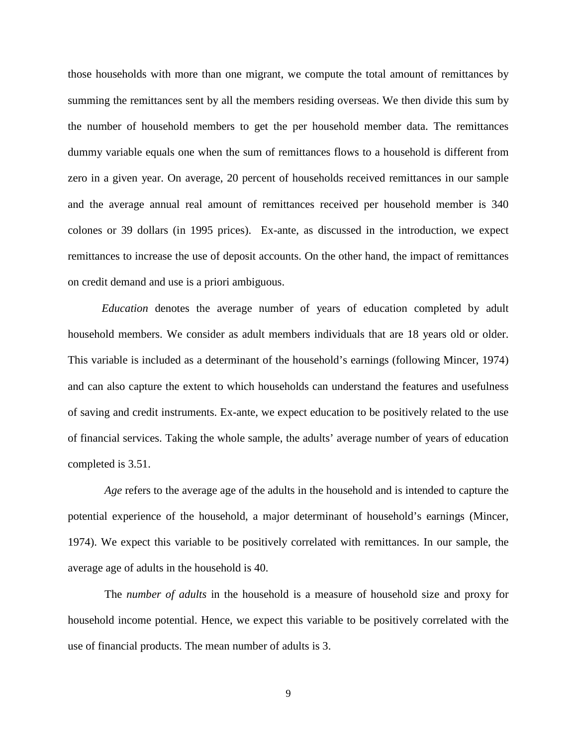those households with more than one migrant, we compute the total amount of remittances by summing the remittances sent by all the members residing overseas. We then divide this sum by the number of household members to get the per household member data. The remittances dummy variable equals one when the sum of remittances flows to a household is different from zero in a given year. On average, 20 percent of households received remittances in our sample and the average annual real amount of remittances received per household member is 340 colones or 39 dollars (in 1995 prices). Ex-ante, as discussed in the introduction, we expect remittances to increase the use of deposit accounts. On the other hand, the impact of remittances on credit demand and use is a priori ambiguous.

*Education* denotes the average number of years of education completed by adult household members. We consider as adult members individuals that are 18 years old or older. This variable is included as a determinant of the household's earnings (following Mincer, 1974) and can also capture the extent to which households can understand the features and usefulness of saving and credit instruments. Ex-ante, we expect education to be positively related to the use of financial services. Taking the whole sample, the adults' average number of years of education completed is 3.51.

*Age* refers to the average age of the adults in the household and is intended to capture the potential experience of the household, a major determinant of household's earnings (Mincer, 1974). We expect this variable to be positively correlated with remittances. In our sample, the average age of adults in the household is 40.

The *number of adults* in the household is a measure of household size and proxy for household income potential. Hence, we expect this variable to be positively correlated with the use of financial products. The mean number of adults is 3.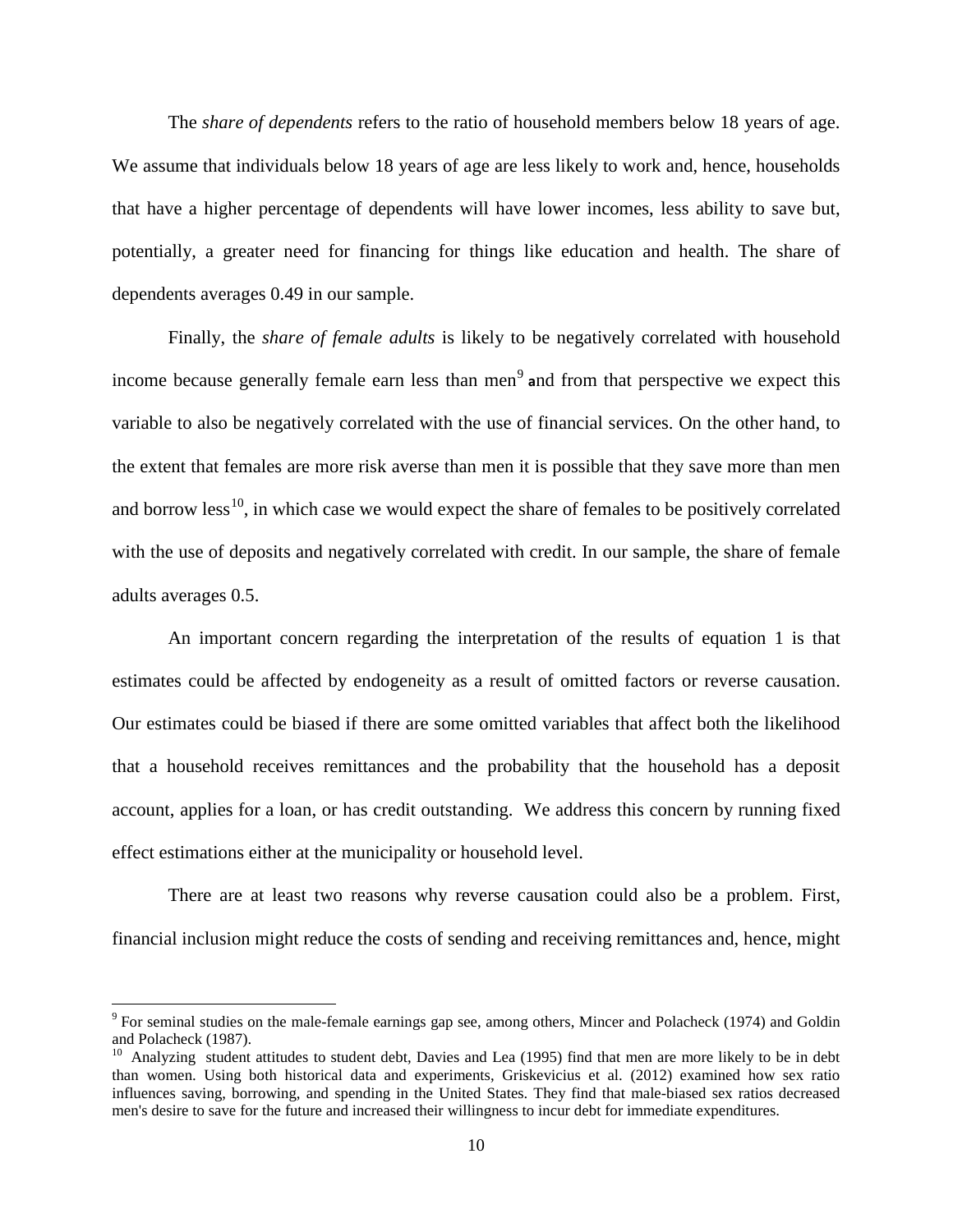The *share of dependents* refers to the ratio of household members below 18 years of age. We assume that individuals below 18 years of age are less likely to work and, hence, households that have a higher percentage of dependents will have lower incomes, less ability to save but, potentially, a greater need for financing for things like education and health. The share of dependents averages 0.49 in our sample.

Finally, the *share of female adults* is likely to be negatively correlated with household income because generally female earn less than men[9] and from that perspective we expect this variable to also be negatively correlated with the use of financial services. On the other hand, to the extent that females are more risk averse than men it is possible that they save more than men and borrow less[10], in which case we would expect the share of females to be positively correlated with the use of deposits and negatively correlated with credit. In our sample, the share of female adults averages 0.5.

An important concern regarding the interpretation of the results of equation 1 is that estimates could be affected by endogeneity as a result of omitted factors or reverse causation. Our estimates could be biased if there are some omitted variables that affect both the likelihood that a household receives remittances and the probability that the household has a deposit account, applies for a loan, or has credit outstanding. We address this concern by running fixed effect estimations either at the municipality or household level.

There are at least two reasons why reverse causation could also be a problem. First, financial inclusion might reduce the costs of sending and receiving remittances and, hence, might

---

[9] For seminal studies on the male-female earnings gap see, among others, Mincer and Polacheck (1974) and Goldin and Polacheck (1987).

[10] Analyzing student attitudes to student debt, Davies and Lea (1995) find that men are more likely to be in debt than women. Using both historical data and experiments, Griskevicius et al. (2012) examined how sex ratio influences saving, borrowing, and spending in the United States. They find that male-biased sex ratios decreased men's desire to save for the future and increased their willingness to incur debt for immediate expenditures.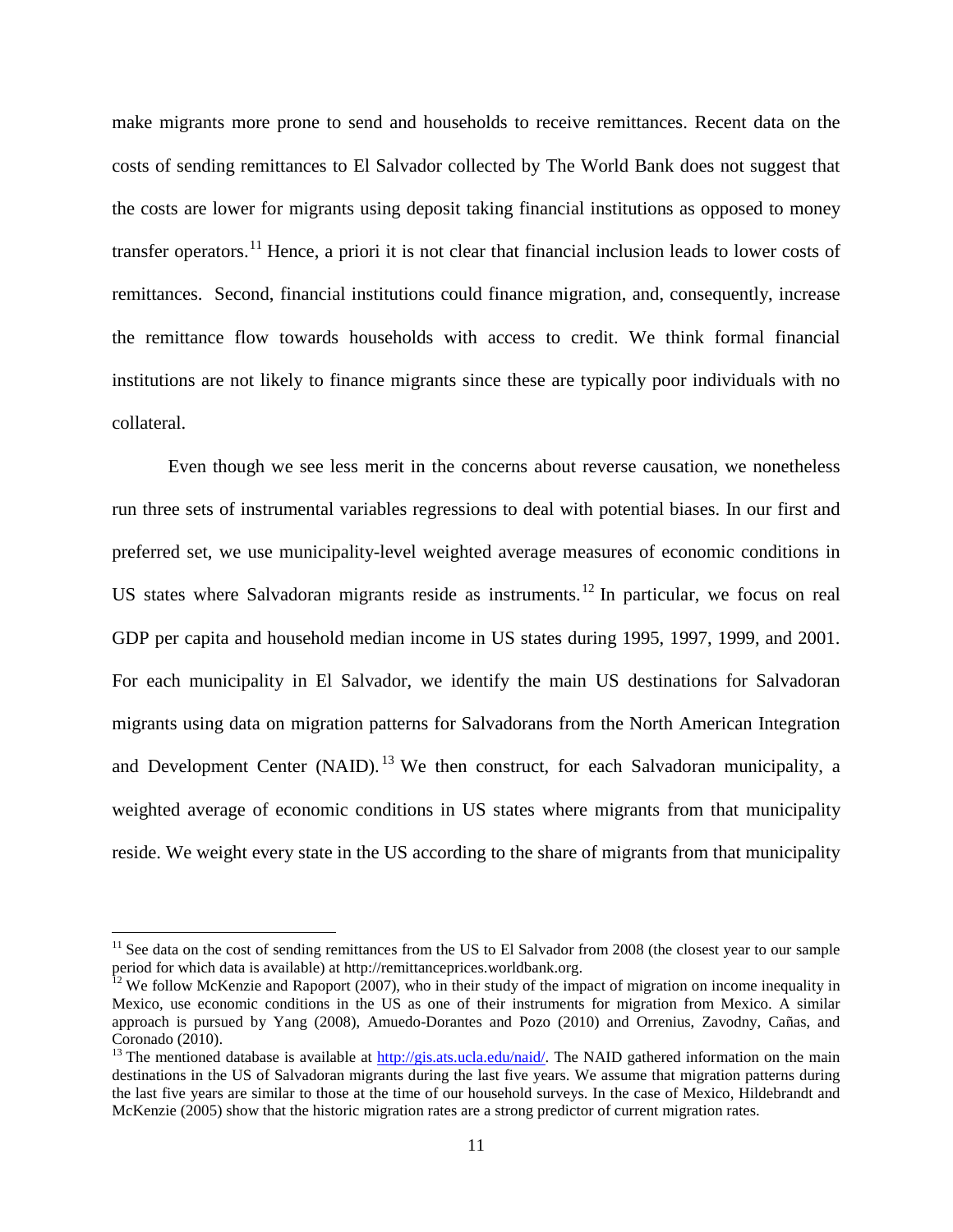make migrants more prone to send and households to receive remittances. Recent data on the costs of sending remittances to El Salvador collected by The World Bank does not suggest that the costs are lower for migrants using deposit taking financial institutions as opposed to money transfer operators.[11] Hence, a priori it is not clear that financial inclusion leads to lower costs of remittances. Second, financial institutions could finance migration, and, consequently, increase the remittance flow towards households with access to credit. We think formal financial institutions are not likely to finance migrants since these are typically poor individuals with no collateral.

Even though we see less merit in the concerns about reverse causation, we nonetheless run three sets of instrumental variables regressions to deal with potential biases. In our first and preferred set, we use municipality-level weighted average measures of economic conditions in US states where Salvadoran migrants reside as instruments.[12] In particular, we focus on real GDP per capita and household median income in US states during 1995, 1997, 1999, and 2001. For each municipality in El Salvador, we identify the main US destinations for Salvadoran migrants using data on migration patterns for Salvadorans from the North American Integration and Development Center (NAID).[13] We then construct, for each Salvadoran municipality, a weighted average of economic conditions in US states where migrants from that municipality reside. We weight every state in the US according to the share of migrants from that municipality

---

[11] See data on the cost of sending remittances from the US to El Salvador from 2008 (the closest year to our sample period for which data is available) at http://remittanceprices.worldbank.org.

[12] We follow McKenzie and Rapoport (2007), who in their study of the impact of migration on income inequality in Mexico, use economic conditions in the US as one of their instruments for migration from Mexico. A similar approach is pursued by Yang (2008), Amuedo-Dorantes and Pozo (2010) and Orrenius, Zavodny, Cañas, and Coronado (2010).

[13] The mentioned database is available at http://gis.ats.ucla.edu/naid/. The NAID gathered information on the main destinations in the US of Salvadoran migrants during the last five years. We assume that migration patterns during the last five years are similar to those at the time of our household surveys. In the case of Mexico, Hildebrandt and McKenzie (2005) show that the historic migration rates are a strong predictor of current migration rates.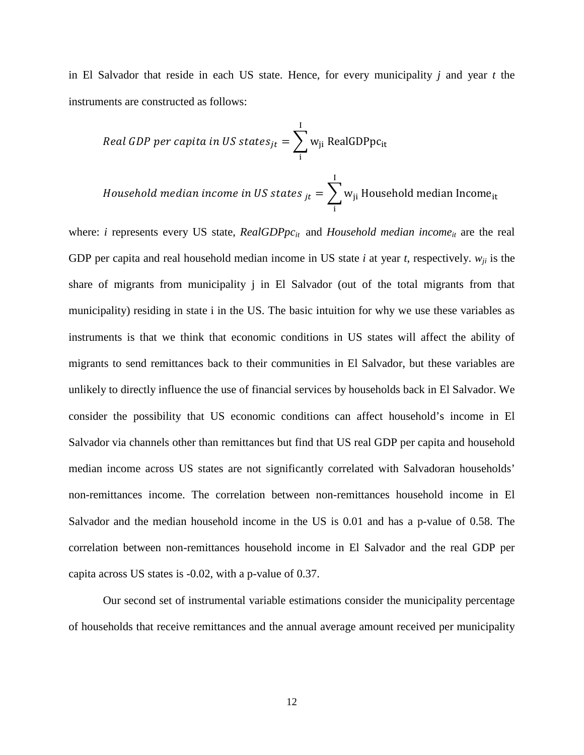in El Salvador that reside in each US state. Hence, for every municipality *j* and year *t* the instruments are constructed as follows:

$$Real\ GDP\ per\ capita\ in\ US\ states_{jt} = \sum_{i}^{I} \mathrm{w_{ji}}\ \mathrm{RealGDPpc_{it}}$$

$$Household\ median\ income\ in\ US\ states\ _{jt} = \sum_{i}^{I} \mathrm{w_{ji}}\ \mathrm{Household\ median\ Income_{it}}$$

where: *i* represents every US state, $RealGDPpc_{it}$ and $Household\ median\ income_{it}$ are the real GDP per capita and real household median income in US state *i* at year *t*, respectively. $w_{ji}$ is the share of migrants from municipality j in El Salvador (out of the total migrants from that municipality) residing in state i in the US. The basic intuition for why we use these variables as instruments is that we think that economic conditions in US states will affect the ability of migrants to send remittances back to their communities in El Salvador, but these variables are unlikely to directly influence the use of financial services by households back in El Salvador. We consider the possibility that US economic conditions can affect household's income in El Salvador via channels other than remittances but find that US real GDP per capita and household median income across US states are not significantly correlated with Salvadoran households' non-remittances income. The correlation between non-remittances household income in El Salvador and the median household income in the US is 0.01 and has a p-value of 0.58. The correlation between non-remittances household income in El Salvador and the real GDP per capita across US states is -0.02, with a p-value of 0.37.

Our second set of instrumental variable estimations consider the municipality percentage of households that receive remittances and the annual average amount received per municipality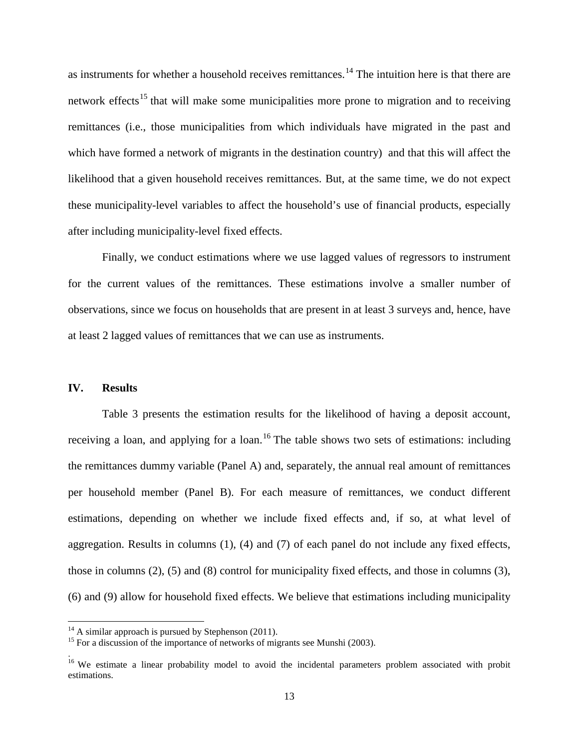as instruments for whether a household receives remittances.[14] The intuition here is that there are network effects[15] that will make some municipalities more prone to migration and to receiving remittances (i.e., those municipalities from which individuals have migrated in the past and which have formed a network of migrants in the destination country) and that this will affect the likelihood that a given household receives remittances. But, at the same time, we do not expect these municipality-level variables to affect the household's use of financial products, especially after including municipality-level fixed effects.

Finally, we conduct estimations where we use lagged values of regressors to instrument for the current values of the remittances. These estimations involve a smaller number of observations, since we focus on households that are present in at least 3 surveys and, hence, have at least 2 lagged values of remittances that we can use as instruments.

## IV. Results

Table 3 presents the estimation results for the likelihood of having a deposit account, receiving a loan, and applying for a loan.[16] The table shows two sets of estimations: including the remittances dummy variable (Panel A) and, separately, the annual real amount of remittances per household member (Panel B). For each measure of remittances, we conduct different estimations, depending on whether we include fixed effects and, if so, at what level of aggregation. Results in columns (1), (4) and (7) of each panel do not include any fixed effects, those in columns (2), (5) and (8) control for municipality fixed effects, and those in columns (3), (6) and (9) allow for household fixed effects. We believe that estimations including municipality

---

[14] A similar approach is pursued by Stephenson (2011).

[15] For a discussion of the importance of networks of migrants see Munshi (2003).

[16] We estimate a linear probability model to avoid the incidental parameters problem associated with probit estimations.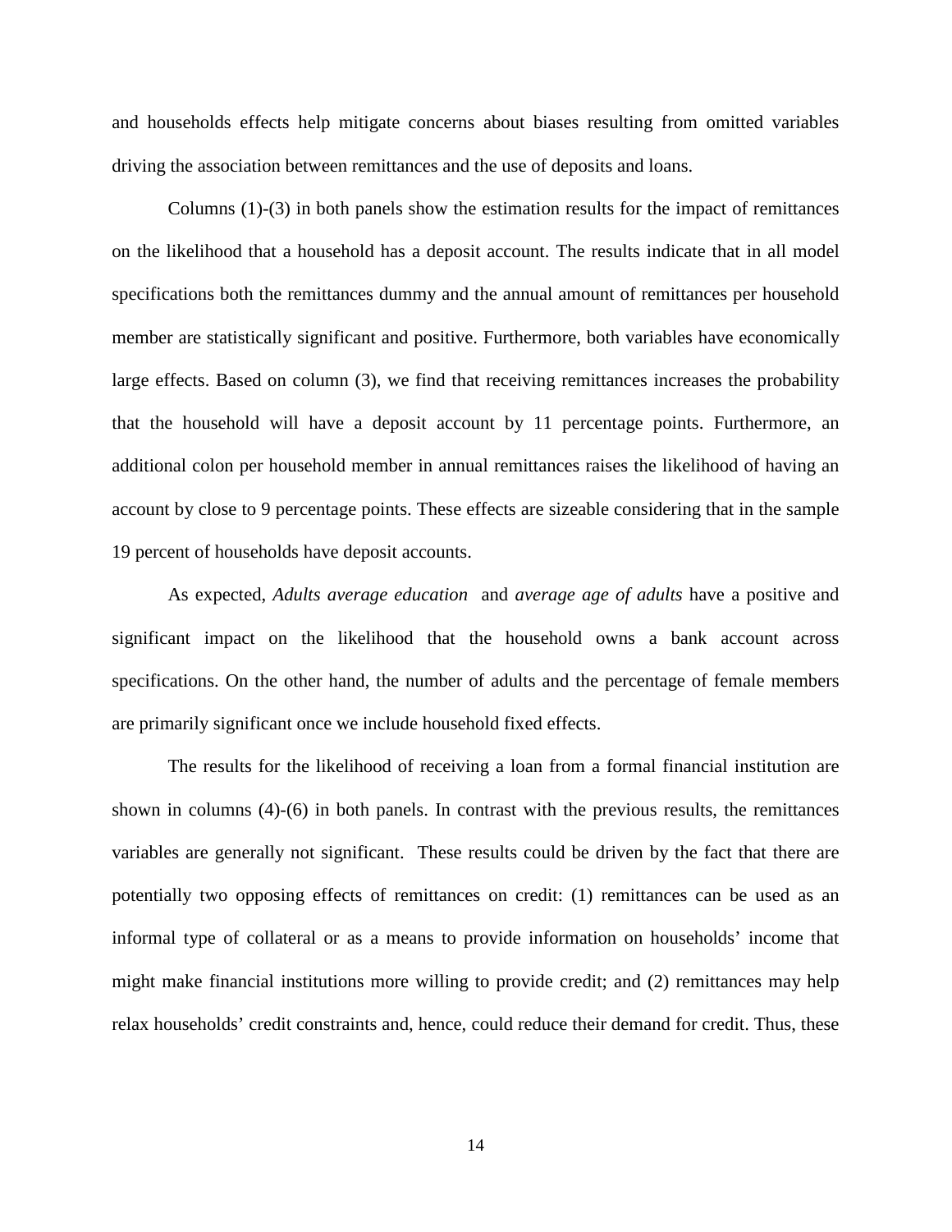and households effects help mitigate concerns about biases resulting from omitted variables driving the association between remittances and the use of deposits and loans.

Columns (1)-(3) in both panels show the estimation results for the impact of remittances on the likelihood that a household has a deposit account. The results indicate that in all model specifications both the remittances dummy and the annual amount of remittances per household member are statistically significant and positive. Furthermore, both variables have economically large effects. Based on column (3), we find that receiving remittances increases the probability that the household will have a deposit account by 11 percentage points. Furthermore, an additional colon per household member in annual remittances raises the likelihood of having an account by close to 9 percentage points. These effects are sizeable considering that in the sample 19 percent of households have deposit accounts.

As expected, *Adults average education* and *average age of adults* have a positive and significant impact on the likelihood that the household owns a bank account across specifications. On the other hand, the number of adults and the percentage of female members are primarily significant once we include household fixed effects.

The results for the likelihood of receiving a loan from a formal financial institution are shown in columns (4)-(6) in both panels. In contrast with the previous results, the remittances variables are generally not significant. These results could be driven by the fact that there are potentially two opposing effects of remittances on credit: (1) remittances can be used as an informal type of collateral or as a means to provide information on households' income that might make financial institutions more willing to provide credit; and (2) remittances may help relax households' credit constraints and, hence, could reduce their demand for credit. Thus, these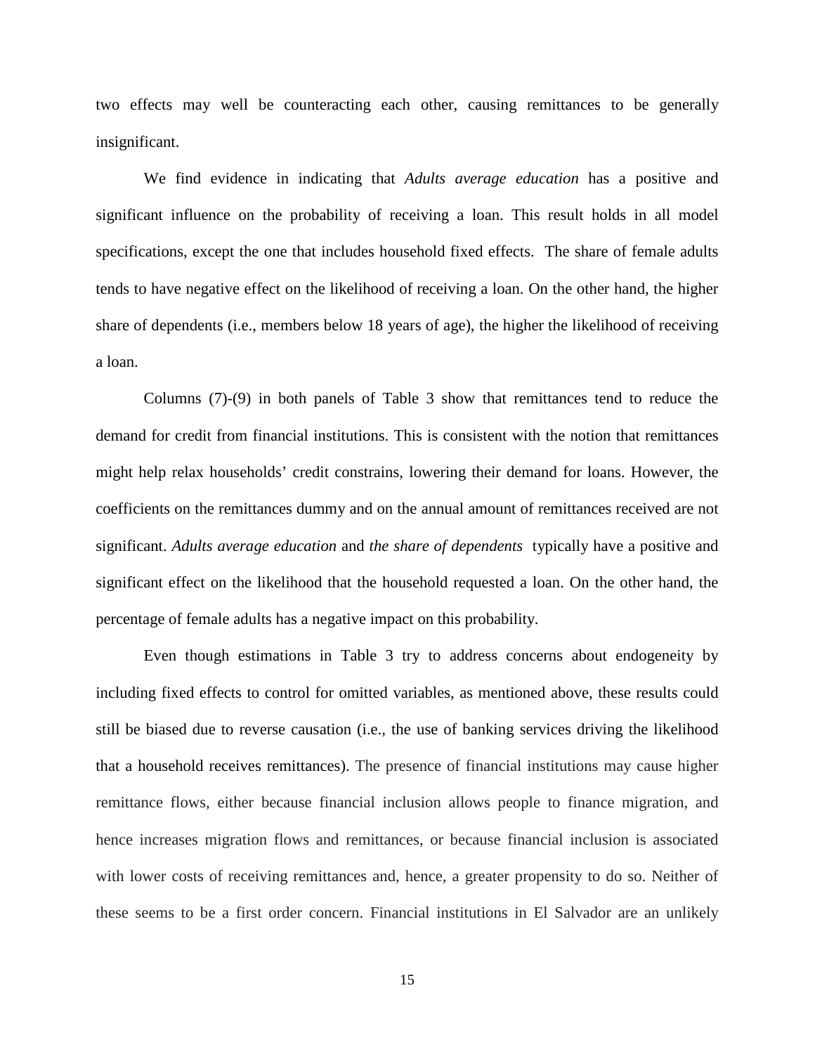two effects may well be counteracting each other, causing remittances to be generally insignificant.

We find evidence in indicating that *Adults average education* has a positive and significant influence on the probability of receiving a loan. This result holds in all model specifications, except the one that includes household fixed effects. The share of female adults tends to have negative effect on the likelihood of receiving a loan. On the other hand, the higher share of dependents (i.e., members below 18 years of age), the higher the likelihood of receiving a loan.

Columns (7)-(9) in both panels of Table 3 show that remittances tend to reduce the demand for credit from financial institutions. This is consistent with the notion that remittances might help relax households' credit constrains, lowering their demand for loans. However, the coefficients on the remittances dummy and on the annual amount of remittances received are not significant. *Adults average education* and *the share of dependents* typically have a positive and significant effect on the likelihood that the household requested a loan. On the other hand, the percentage of female adults has a negative impact on this probability.

Even though estimations in Table 3 try to address concerns about endogeneity by including fixed effects to control for omitted variables, as mentioned above, these results could still be biased due to reverse causation (i.e., the use of banking services driving the likelihood that a household receives remittances). The presence of financial institutions may cause higher remittance flows, either because financial inclusion allows people to finance migration, and hence increases migration flows and remittances, or because financial inclusion is associated with lower costs of receiving remittances and, hence, a greater propensity to do so. Neither of these seems to be a first order concern. Financial institutions in El Salvador are an unlikely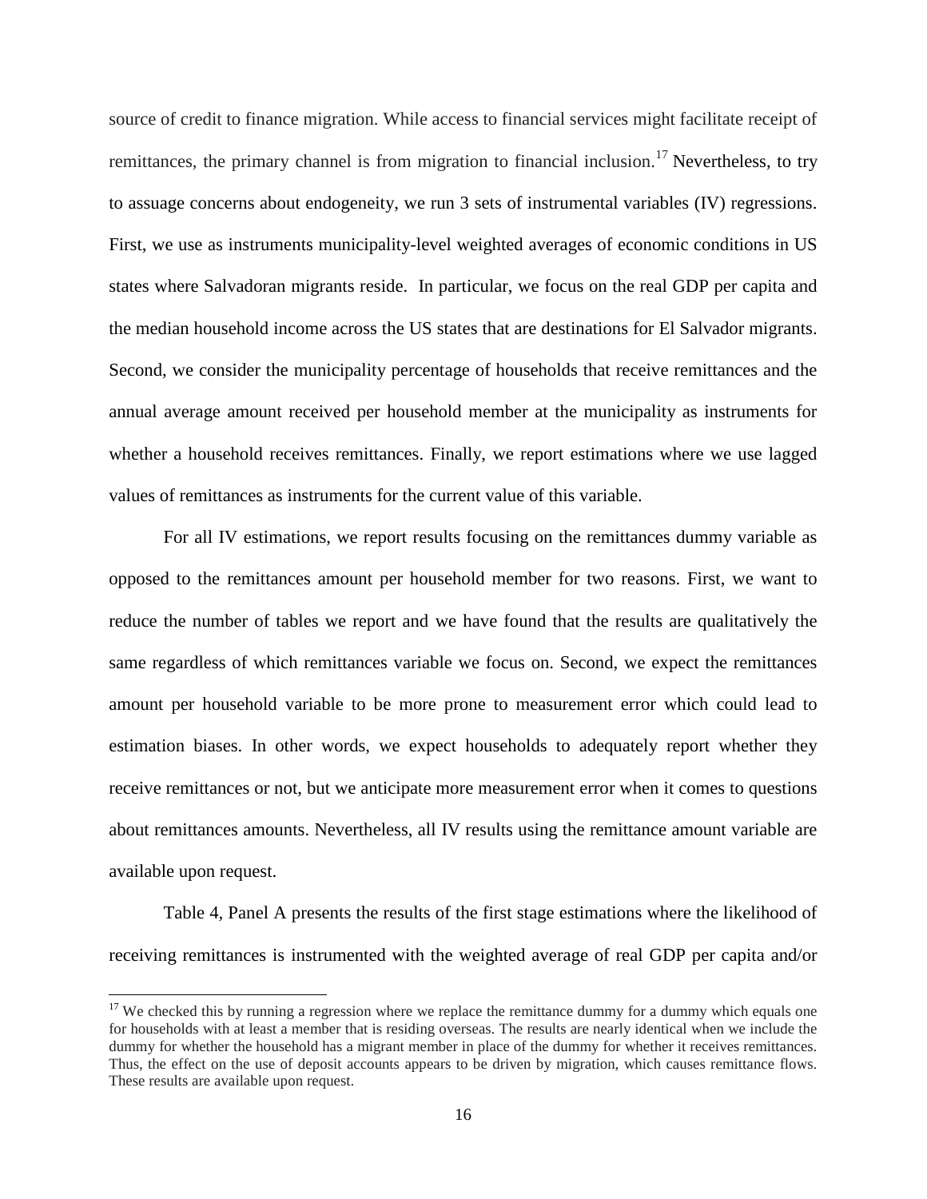source of credit to finance migration. While access to financial services might facilitate receipt of remittances, the primary channel is from migration to financial inclusion.[17] Nevertheless, to try to assuage concerns about endogeneity, we run 3 sets of instrumental variables (IV) regressions. First, we use as instruments municipality-level weighted averages of economic conditions in US states where Salvadoran migrants reside. In particular, we focus on the real GDP per capita and the median household income across the US states that are destinations for El Salvador migrants. Second, we consider the municipality percentage of households that receive remittances and the annual average amount received per household member at the municipality as instruments for whether a household receives remittances. Finally, we report estimations where we use lagged values of remittances as instruments for the current value of this variable.

For all IV estimations, we report results focusing on the remittances dummy variable as opposed to the remittances amount per household member for two reasons. First, we want to reduce the number of tables we report and we have found that the results are qualitatively the same regardless of which remittances variable we focus on. Second, we expect the remittances amount per household variable to be more prone to measurement error which could lead to estimation biases. In other words, we expect households to adequately report whether they receive remittances or not, but we anticipate more measurement error when it comes to questions about remittances amounts. Nevertheless, all IV results using the remittance amount variable are available upon request.

Table 4, Panel A presents the results of the first stage estimations where the likelihood of receiving remittances is instrumented with the weighted average of real GDP per capita and/or

[17] We checked this by running a regression where we replace the remittance dummy for a dummy which equals one for households with at least a member that is residing overseas. The results are nearly identical when we include the dummy for whether the household has a migrant member in place of the dummy for whether it receives remittances. Thus, the effect on the use of deposit accounts appears to be driven by migration, which causes remittance flows. These results are available upon request.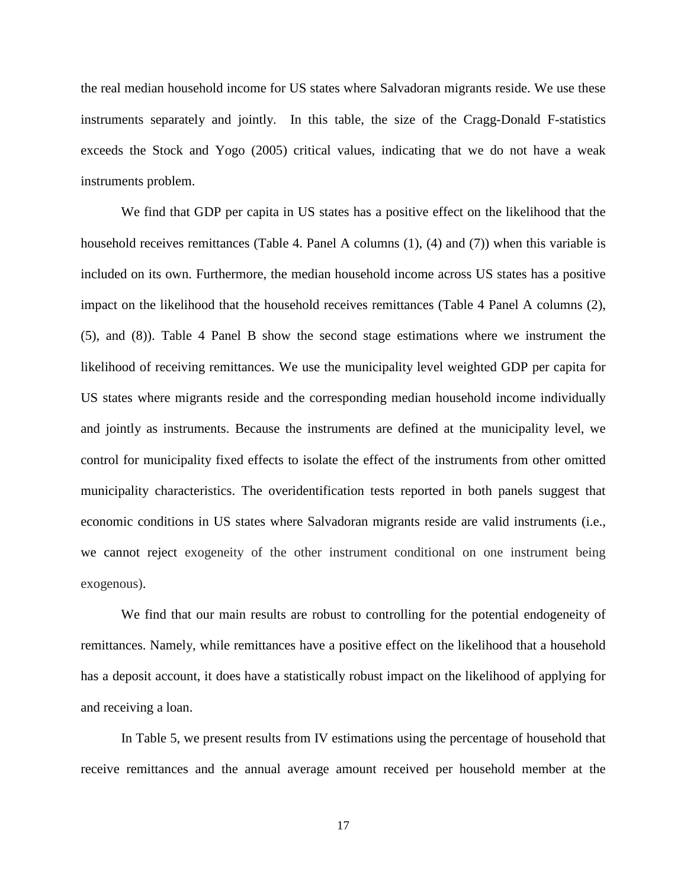the real median household income for US states where Salvadoran migrants reside. We use these instruments separately and jointly. In this table, the size of the Cragg-Donald F-statistics exceeds the Stock and Yogo (2005) critical values, indicating that we do not have a weak instruments problem.

We find that GDP per capita in US states has a positive effect on the likelihood that the household receives remittances (Table 4. Panel A columns (1), (4) and (7)) when this variable is included on its own. Furthermore, the median household income across US states has a positive impact on the likelihood that the household receives remittances (Table 4 Panel A columns (2), (5), and (8)). Table 4 Panel B show the second stage estimations where we instrument the likelihood of receiving remittances. We use the municipality level weighted GDP per capita for US states where migrants reside and the corresponding median household income individually and jointly as instruments. Because the instruments are defined at the municipality level, we control for municipality fixed effects to isolate the effect of the instruments from other omitted municipality characteristics. The overidentification tests reported in both panels suggest that economic conditions in US states where Salvadoran migrants reside are valid instruments (i.e., we cannot reject exogeneity of the other instrument conditional on one instrument being exogenous).

We find that our main results are robust to controlling for the potential endogeneity of remittances. Namely, while remittances have a positive effect on the likelihood that a household has a deposit account, it does have a statistically robust impact on the likelihood of applying for and receiving a loan.

In Table 5, we present results from IV estimations using the percentage of household that receive remittances and the annual average amount received per household member at the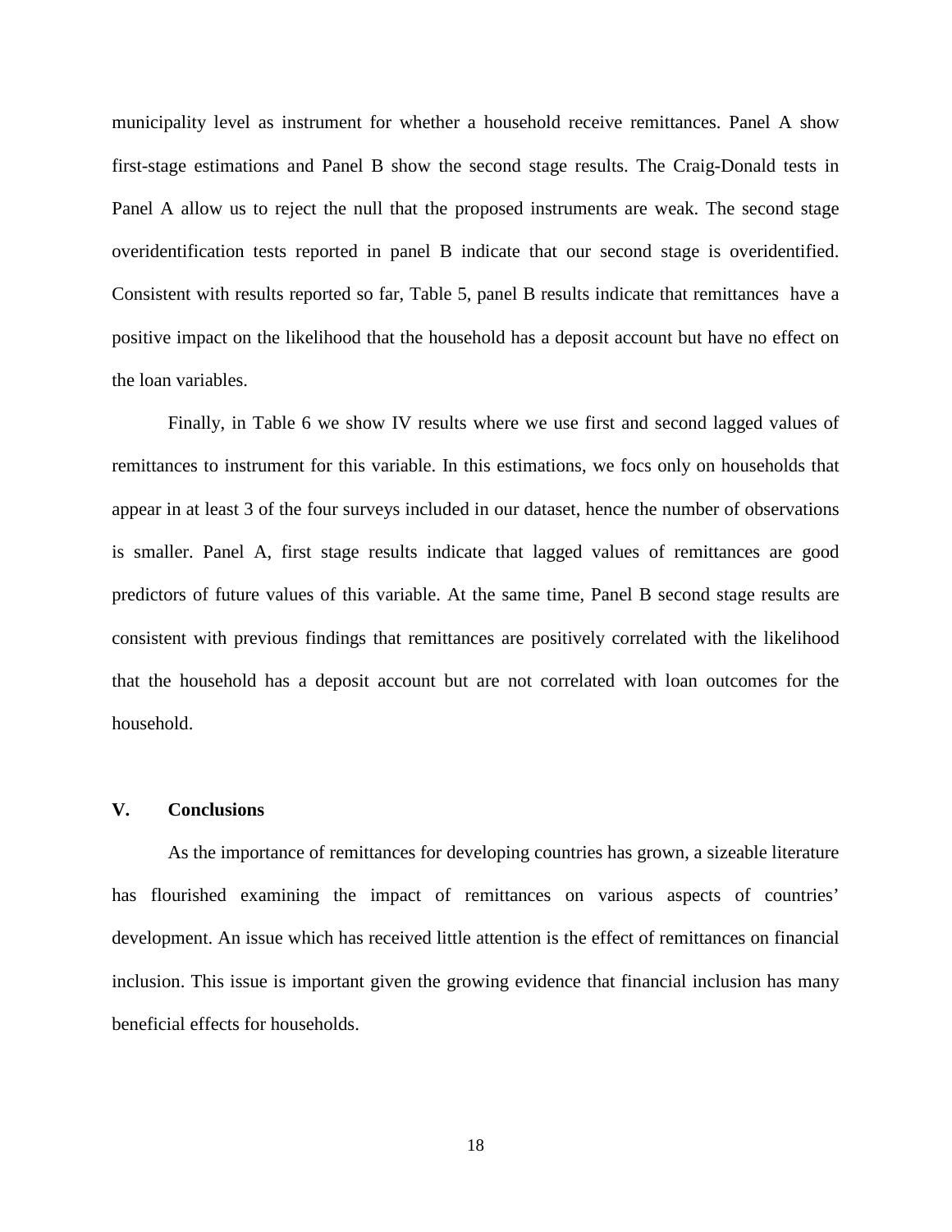municipality level as instrument for whether a household receive remittances. Panel A show first-stage estimations and Panel B show the second stage results. The Craig-Donald tests in Panel A allow us to reject the null that the proposed instruments are weak. The second stage overidentification tests reported in panel B indicate that our second stage is overidentified. Consistent with results reported so far, Table 5, panel B results indicate that remittances have a positive impact on the likelihood that the household has a deposit account but have no effect on the loan variables.

Finally, in Table 6 we show IV results where we use first and second lagged values of remittances to instrument for this variable. In this estimations, we focs only on households that appear in at least 3 of the four surveys included in our dataset, hence the number of observations is smaller. Panel A, first stage results indicate that lagged values of remittances are good predictors of future values of this variable. At the same time, Panel B second stage results are consistent with previous findings that remittances are positively correlated with the likelihood that the household has a deposit account but are not correlated with loan outcomes for the household.

## V. Conclusions

As the importance of remittances for developing countries has grown, a sizeable literature has flourished examining the impact of remittances on various aspects of countries' development. An issue which has received little attention is the effect of remittances on financial inclusion. This issue is important given the growing evidence that financial inclusion has many beneficial effects for households.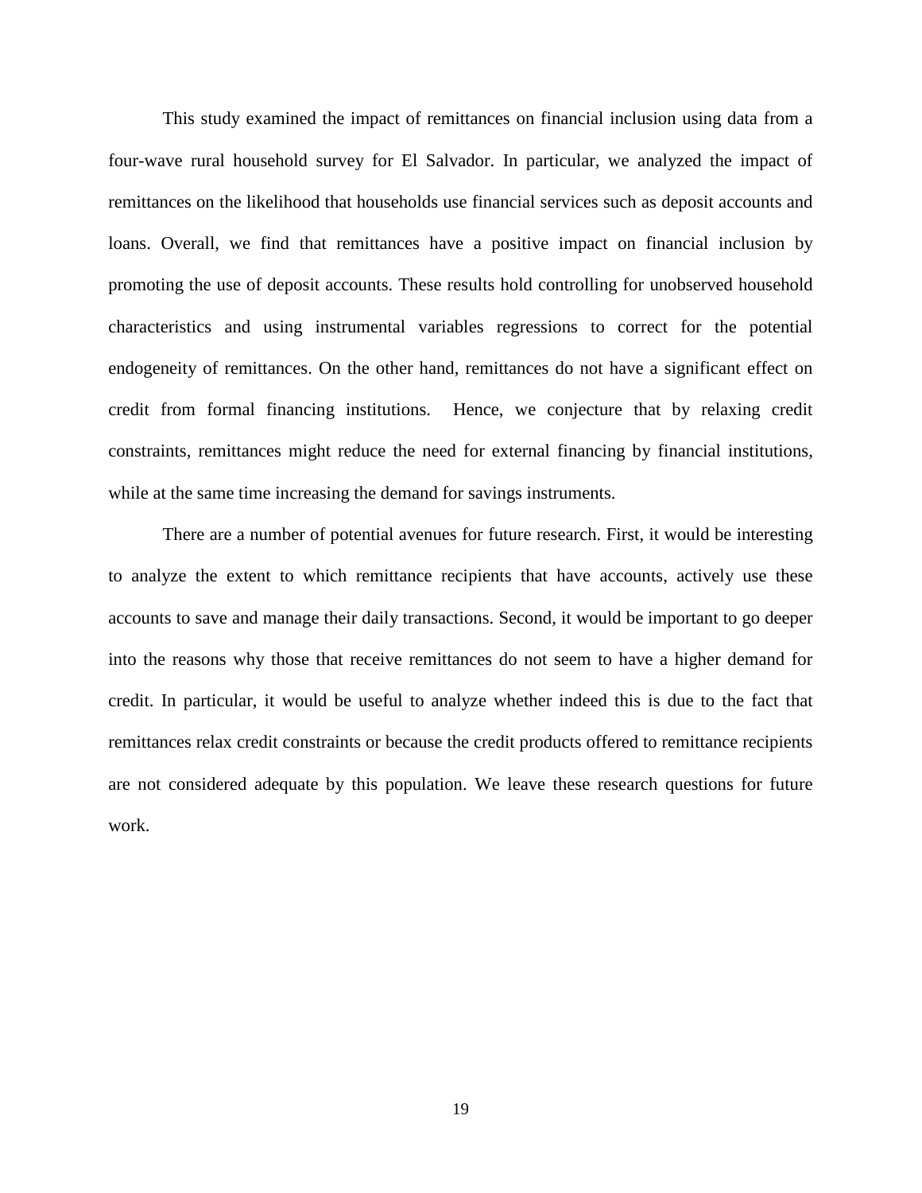This study examined the impact of remittances on financial inclusion using data from a four-wave rural household survey for El Salvador. In particular, we analyzed the impact of remittances on the likelihood that households use financial services such as deposit accounts and loans. Overall, we find that remittances have a positive impact on financial inclusion by promoting the use of deposit accounts. These results hold controlling for unobserved household characteristics and using instrumental variables regressions to correct for the potential endogeneity of remittances. On the other hand, remittances do not have a significant effect on credit from formal financing institutions. Hence, we conjecture that by relaxing credit constraints, remittances might reduce the need for external financing by financial institutions, while at the same time increasing the demand for savings instruments.

There are a number of potential avenues for future research. First, it would be interesting to analyze the extent to which remittance recipients that have accounts, actively use these accounts to save and manage their daily transactions. Second, it would be important to go deeper into the reasons why those that receive remittances do not seem to have a higher demand for credit. In particular, it would be useful to analyze whether indeed this is due to the fact that remittances relax credit constraints or because the credit products offered to remittance recipients are not considered adequate by this population. We leave these research questions for future work.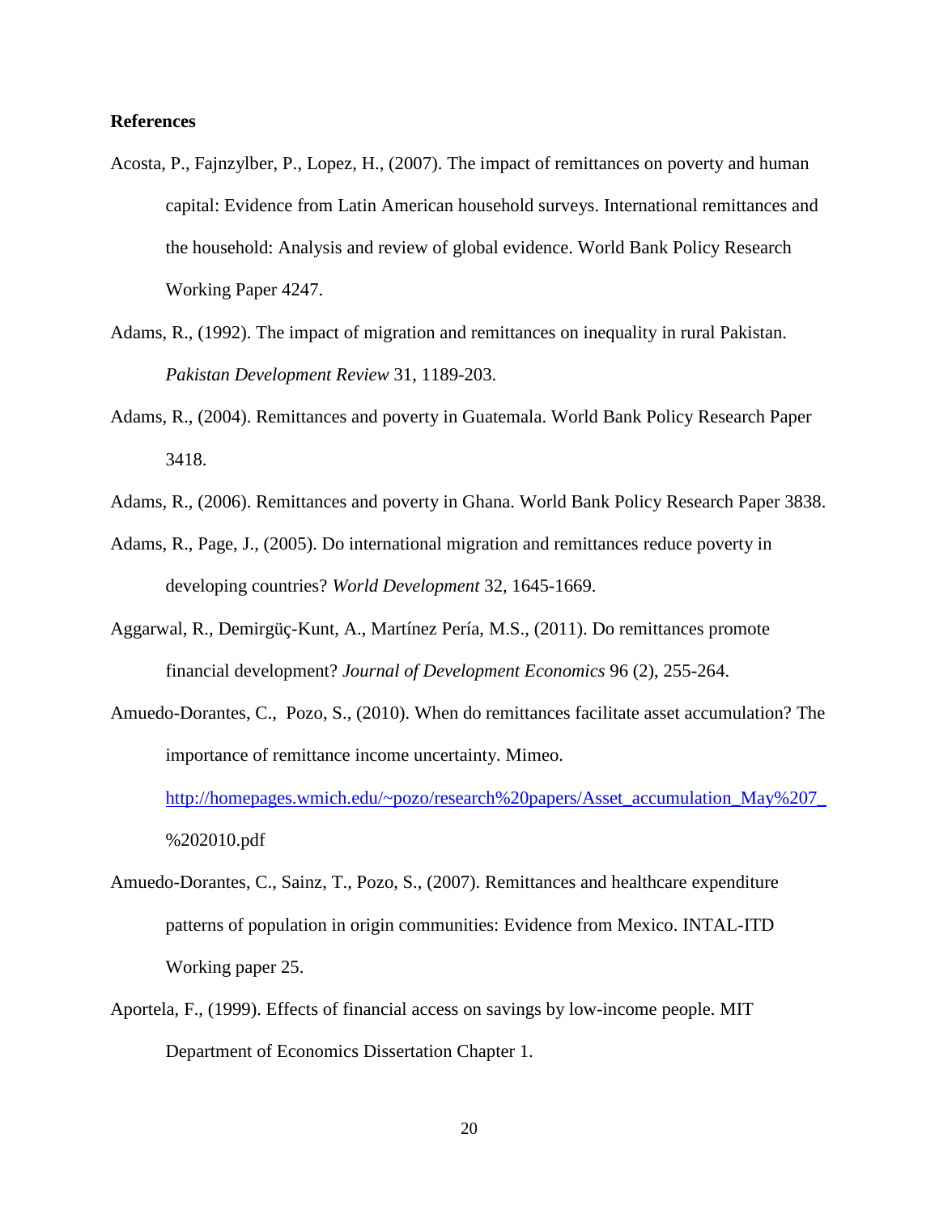**References**

Acosta, P., Fajnzylber, P., Lopez, H., (2007). The impact of remittances on poverty and human capital: Evidence from Latin American household surveys. International remittances and the household: Analysis and review of global evidence. World Bank Policy Research Working Paper 4247.

Adams, R., (1992). The impact of migration and remittances on inequality in rural Pakistan. *Pakistan Development Review* 31, 1189-203.

Adams, R., (2004). Remittances and poverty in Guatemala. World Bank Policy Research Paper 3418.

Adams, R., (2006). Remittances and poverty in Ghana. World Bank Policy Research Paper 3838.

Adams, R., Page, J., (2005). Do international migration and remittances reduce poverty in developing countries? *World Development* 32, 1645-1669.

Aggarwal, R., Demirgüç-Kunt, A., Martínez Pería, M.S., (2011). Do remittances promote financial development? *Journal of Development Economics* 96 (2), 255-264.

Amuedo-Dorantes, C., Pozo, S., (2010). When do remittances facilitate asset accumulation? The importance of remittance income uncertainty. Mimeo. http://homepages.wmich.edu/~pozo/research%20papers/Asset_accumulation_May%207_%202010.pdf

Amuedo-Dorantes, C., Sainz, T., Pozo, S., (2007). Remittances and healthcare expenditure patterns of population in origin communities: Evidence from Mexico. INTAL-ITD Working paper 25.

Aportela, F., (1999). Effects of financial access on savings by low-income people. MIT Department of Economics Dissertation Chapter 1.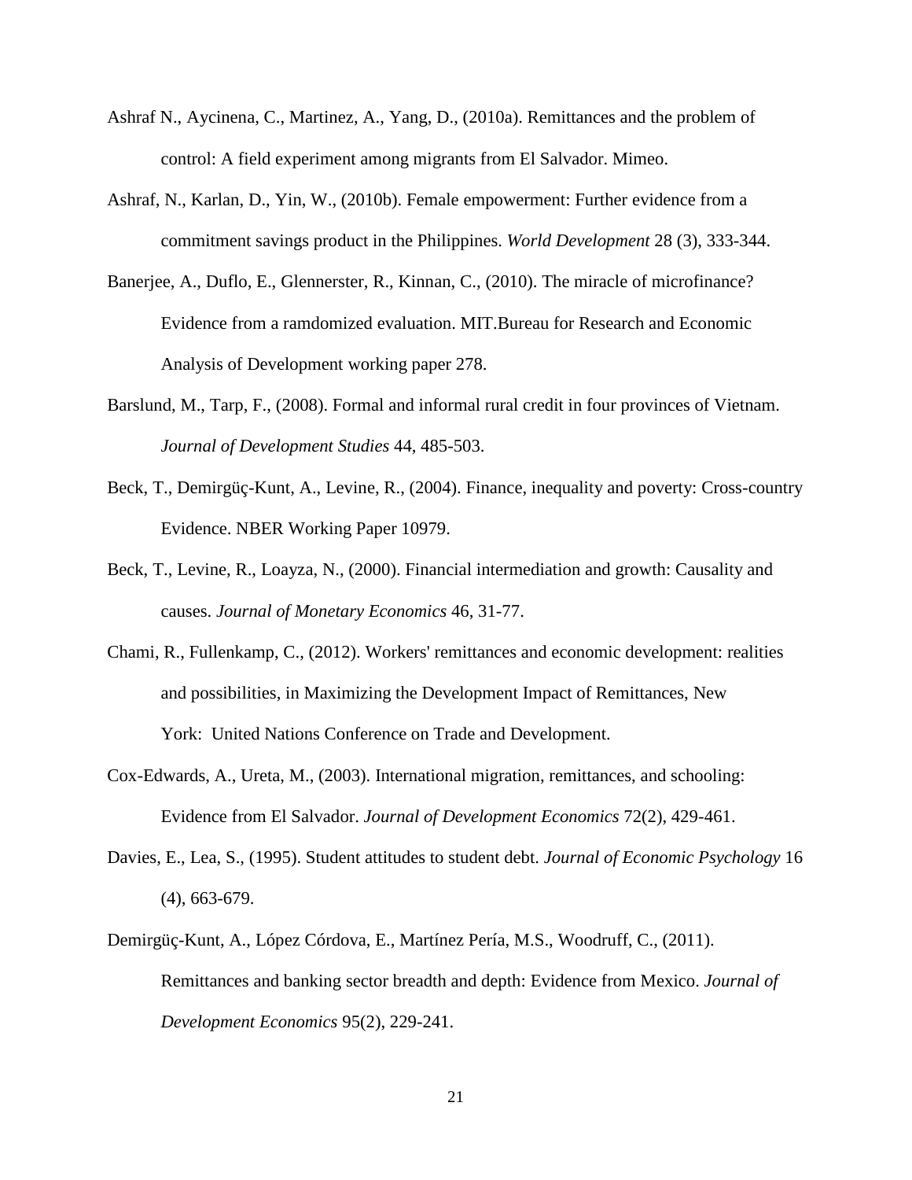Ashraf N., Aycinena, C., Martinez, A., Yang, D., (2010a). Remittances and the problem of control: A field experiment among migrants from El Salvador. Mimeo.

Ashraf, N., Karlan, D., Yin, W., (2010b). Female empowerment: Further evidence from a commitment savings product in the Philippines. *World Development* 28 (3), 333-344.

Banerjee, A., Duflo, E., Glennerster, R., Kinnan, C., (2010). The miracle of microfinance? Evidence from a ramdomized evaluation. MIT.Bureau for Research and Economic Analysis of Development working paper 278.

Barslund, M., Tarp, F., (2008). Formal and informal rural credit in four provinces of Vietnam. *Journal of Development Studies* 44, 485-503.

Beck, T., Demirgüç-Kunt, A., Levine, R., (2004). Finance, inequality and poverty: Cross-country Evidence. NBER Working Paper 10979.

Beck, T., Levine, R., Loayza, N., (2000). Financial intermediation and growth: Causality and causes. *Journal of Monetary Economics* 46, 31-77.

Chami, R., Fullenkamp, C., (2012). Workers' remittances and economic development: realities and possibilities, in Maximizing the Development Impact of Remittances, New York: United Nations Conference on Trade and Development.

Cox-Edwards, A., Ureta, M., (2003). International migration, remittances, and schooling: Evidence from El Salvador. *Journal of Development Economics* 72(2), 429-461.

Davies, E., Lea, S., (1995). Student attitudes to student debt. *Journal of Economic Psychology* 16 (4), 663-679.

Demirgüç-Kunt, A., López Córdova, E., Martínez Pería, M.S., Woodruff, C., (2011). Remittances and banking sector breadth and depth: Evidence from Mexico. *Journal of Development Economics* 95(2), 229-241.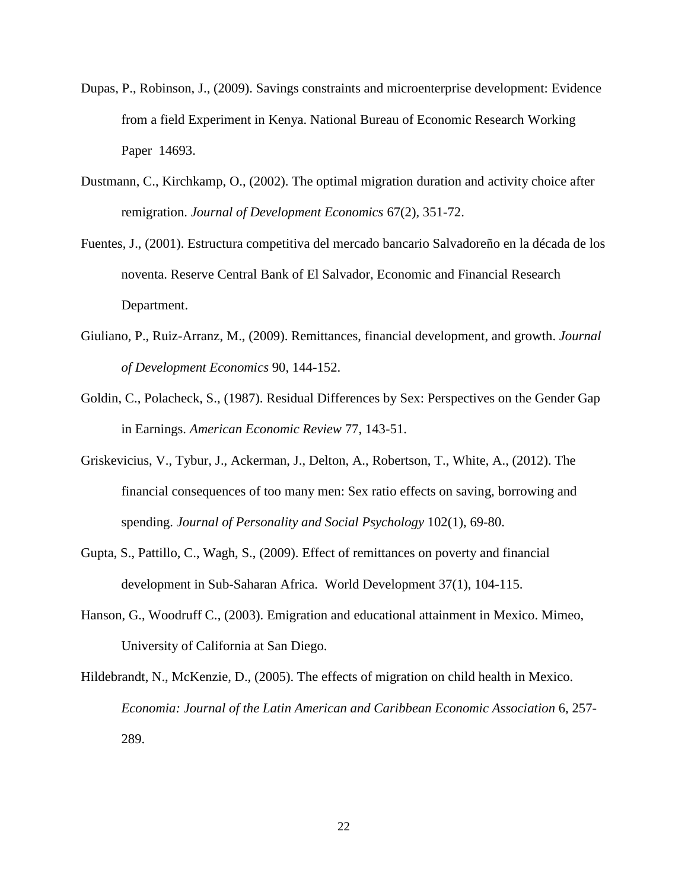Dupas, P., Robinson, J., (2009). Savings constraints and microenterprise development: Evidence from a field Experiment in Kenya. National Bureau of Economic Research Working Paper 14693.

Dustmann, C., Kirchkamp, O., (2002). The optimal migration duration and activity choice after remigration. *Journal of Development Economics* 67(2), 351-72.

Fuentes, J., (2001). Estructura competitiva del mercado bancario Salvadoreño en la década de los noventa. Reserve Central Bank of El Salvador, Economic and Financial Research Department.

Giuliano, P., Ruiz-Arranz, M., (2009). Remittances, financial development, and growth. *Journal of Development Economics* 90, 144-152.

Goldin, C., Polacheck, S., (1987). Residual Differences by Sex: Perspectives on the Gender Gap in Earnings. *American Economic Review* 77, 143-51.

Griskevicius, V., Tybur, J., Ackerman, J., Delton, A., Robertson, T., White, A., (2012). The financial consequences of too many men: Sex ratio effects on saving, borrowing and spending. *Journal of Personality and Social Psychology* 102(1), 69-80.

Gupta, S., Pattillo, C., Wagh, S., (2009). Effect of remittances on poverty and financial development in Sub-Saharan Africa. World Development 37(1), 104-115.

Hanson, G., Woodruff C., (2003). Emigration and educational attainment in Mexico. Mimeo, University of California at San Diego.

Hildebrandt, N., McKenzie, D., (2005). The effects of migration on child health in Mexico. *Economia: Journal of the Latin American and Caribbean Economic Association* 6, 257-289.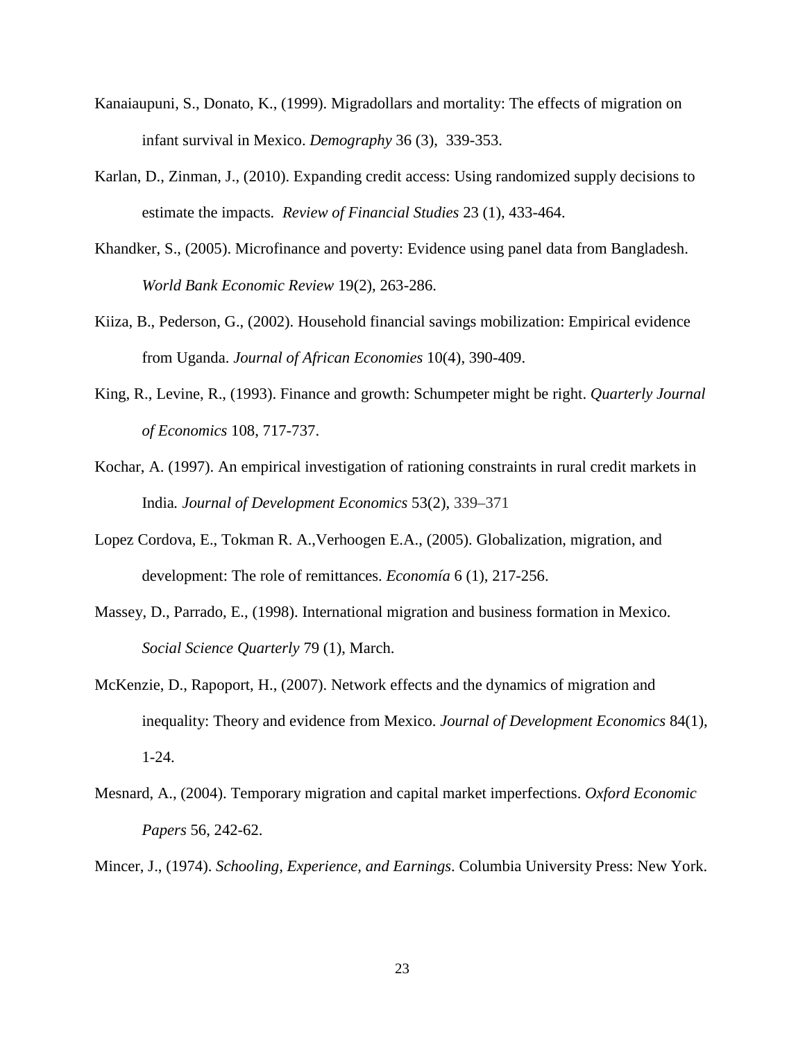Kanaiaupuni, S., Donato, K., (1999). Migradollars and mortality: The effects of migration on infant survival in Mexico. *Demography* 36 (3), 339-353.

Karlan, D., Zinman, J., (2010). Expanding credit access: Using randomized supply decisions to estimate the impacts. *Review of Financial Studies* 23 (1), 433-464.

Khandker, S., (2005). Microfinance and poverty: Evidence using panel data from Bangladesh. *World Bank Economic Review* 19(2), 263-286.

Kiiza, B., Pederson, G., (2002). Household financial savings mobilization: Empirical evidence from Uganda. *Journal of African Economies* 10(4), 390-409.

King, R., Levine, R., (1993). Finance and growth: Schumpeter might be right. *Quarterly Journal of Economics* 108, 717-737.

Kochar, A. (1997). An empirical investigation of rationing constraints in rural credit markets in India. *Journal of Development Economics* 53(2), 339–371

Lopez Cordova, E., Tokman R. A.,Verhoogen E.A., (2005). Globalization, migration, and development: The role of remittances. *Economía* 6 (1), 217-256.

Massey, D., Parrado, E., (1998). International migration and business formation in Mexico. *Social Science Quarterly* 79 (1), March.

McKenzie, D., Rapoport, H., (2007). Network effects and the dynamics of migration and inequality: Theory and evidence from Mexico. *Journal of Development Economics* 84(1), 1-24.

Mesnard, A., (2004). Temporary migration and capital market imperfections. *Oxford Economic Papers* 56, 242-62.

Mincer, J., (1974). *Schooling, Experience, and Earnings*. Columbia University Press: New York.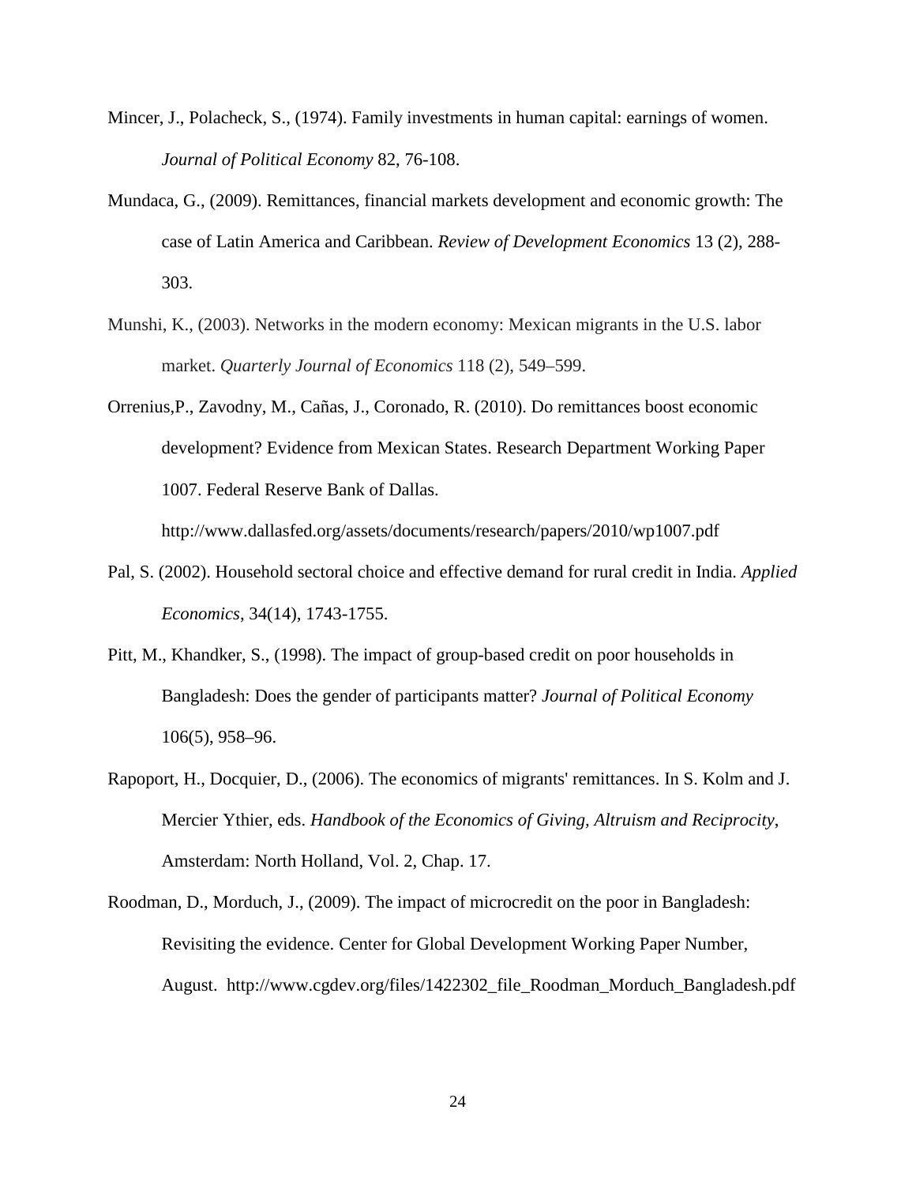Mincer, J., Polacheck, S., (1974). Family investments in human capital: earnings of women. *Journal of Political Economy* 82, 76-108.

Mundaca, G., (2009). Remittances, financial markets development and economic growth: The case of Latin America and Caribbean. *Review of Development Economics* 13 (2), 288-303.

Munshi, K., (2003). Networks in the modern economy: Mexican migrants in the U.S. labor market. *Quarterly Journal of Economics* 118 (2), 549–599.

Orrenius,P., Zavodny, M., Cañas, J., Coronado, R. (2010). Do remittances boost economic development? Evidence from Mexican States. Research Department Working Paper 1007. Federal Reserve Bank of Dallas. http://www.dallasfed.org/assets/documents/research/papers/2010/wp1007.pdf

Pal, S. (2002). Household sectoral choice and effective demand for rural credit in India. *Applied Economics*, 34(14), 1743-1755.

Pitt, M., Khandker, S., (1998). The impact of group-based credit on poor households in Bangladesh: Does the gender of participants matter? *Journal of Political Economy* 106(5), 958–96.

Rapoport, H., Docquier, D., (2006). The economics of migrants' remittances. In S. Kolm and J. Mercier Ythier, eds. *Handbook of the Economics of Giving, Altruism and Reciprocity*, Amsterdam: North Holland, Vol. 2, Chap. 17.

Roodman, D., Morduch, J., (2009). The impact of microcredit on the poor in Bangladesh: Revisiting the evidence. Center for Global Development Working Paper Number, August. http://www.cgdev.org/files/1422302_file_Roodman_Morduch_Bangladesh.pdf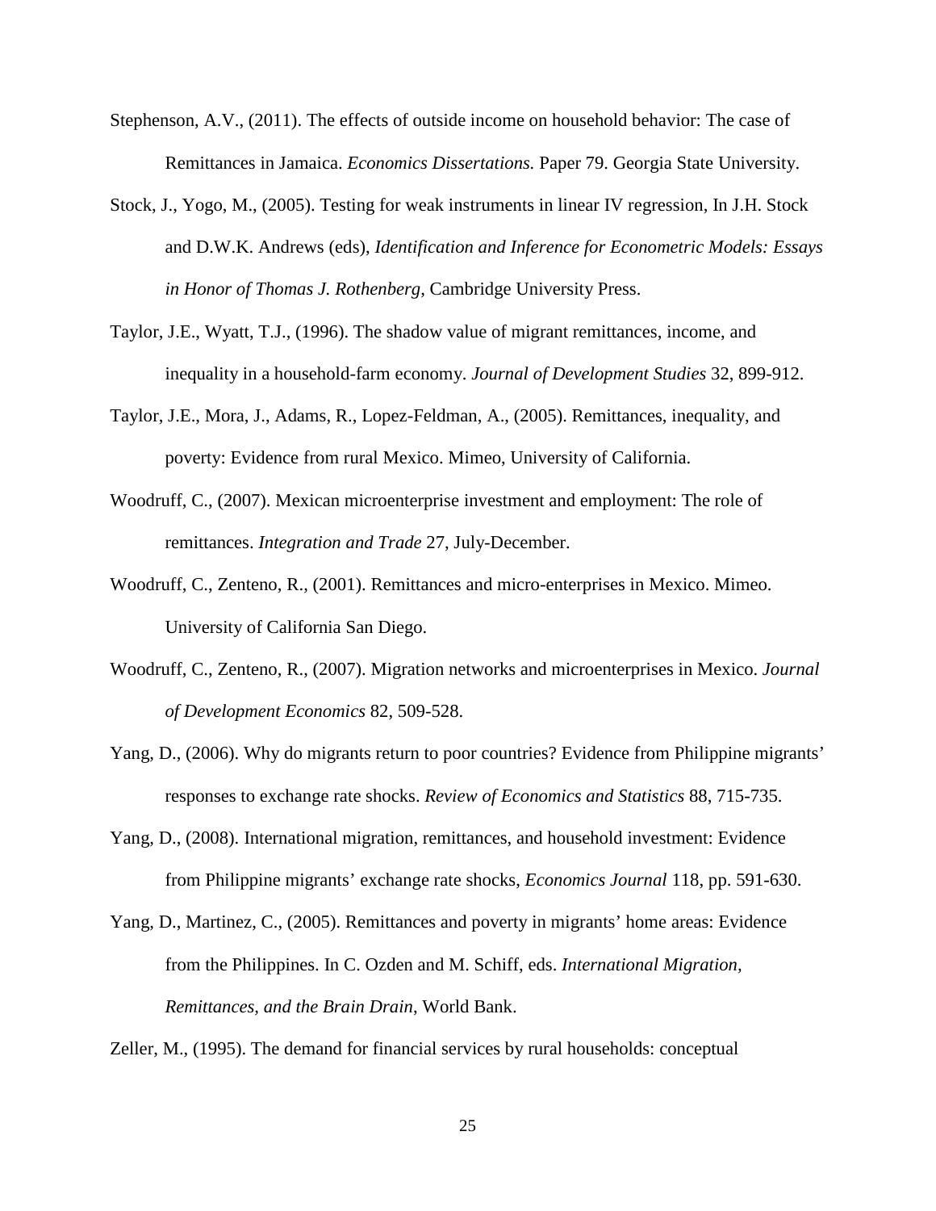Stephenson, A.V., (2011). The effects of outside income on household behavior: The case of Remittances in Jamaica. *Economics Dissertations.* Paper 79. Georgia State University.

Stock, J., Yogo, M., (2005). Testing for weak instruments in linear IV regression, In J.H. Stock and D.W.K. Andrews (eds), *Identification and Inference for Econometric Models: Essays in Honor of Thomas J. Rothenberg*, Cambridge University Press.

Taylor, J.E., Wyatt, T.J., (1996). The shadow value of migrant remittances, income, and inequality in a household-farm economy. *Journal of Development Studies* 32, 899-912.

Taylor, J.E., Mora, J., Adams, R., Lopez-Feldman, A., (2005). Remittances, inequality, and poverty: Evidence from rural Mexico. Mimeo, University of California.

Woodruff, C., (2007). Mexican microenterprise investment and employment: The role of remittances. *Integration and Trade* 27, July-December.

Woodruff, C., Zenteno, R., (2001). Remittances and micro-enterprises in Mexico. Mimeo. University of California San Diego.

Woodruff, C., Zenteno, R., (2007). Migration networks and microenterprises in Mexico. *Journal of Development Economics* 82, 509-528.

Yang, D., (2006). Why do migrants return to poor countries? Evidence from Philippine migrants' responses to exchange rate shocks. *Review of Economics and Statistics* 88, 715-735.

Yang, D., (2008). International migration, remittances, and household investment: Evidence from Philippine migrants' exchange rate shocks, *Economics Journal* 118, pp. 591-630.

Yang, D., Martinez, C., (2005). Remittances and poverty in migrants' home areas: Evidence from the Philippines. In C. Ozden and M. Schiff, eds. *International Migration, Remittances, and the Brain Drain*, World Bank.

Zeller, M., (1995). The demand for financial services by rural households: conceptual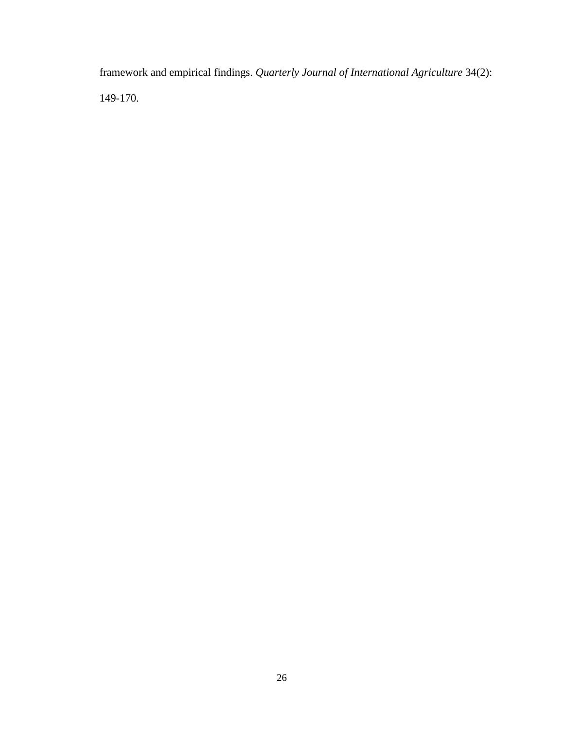framework and empirical findings. *Quarterly Journal of International Agriculture* 34(2): 149-170.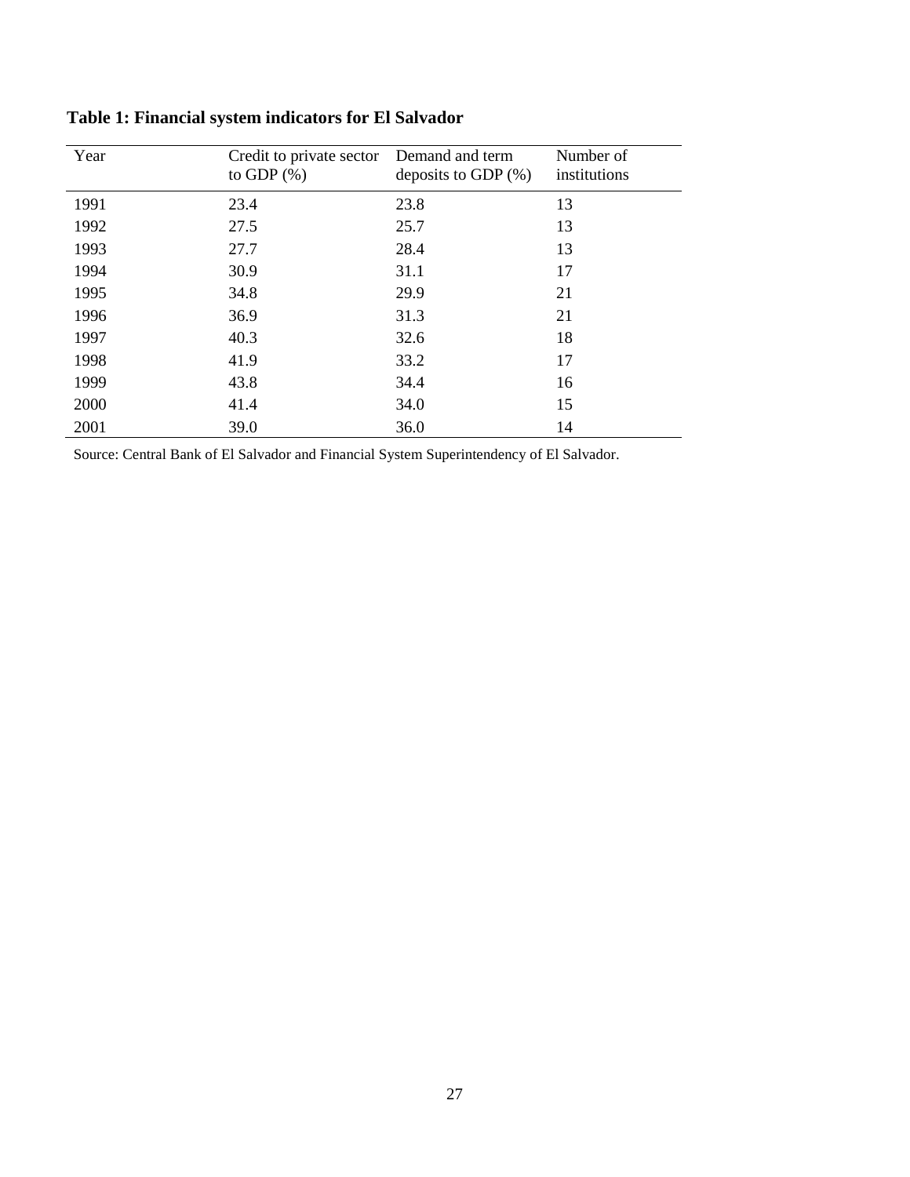**Table 1: Financial system indicators for El Salvador**

| Year | Credit to private sector to GDP (%) | Demand and term deposits to GDP (%) | Number of institutions |
|---|---|---|---|
| 1991 | 23.4 | 23.8 | 13 |
| 1992 | 27.5 | 25.7 | 13 |
| 1993 | 27.7 | 28.4 | 13 |
| 1994 | 30.9 | 31.1 | 17 |
| 1995 | 34.8 | 29.9 | 21 |
| 1996 | 36.9 | 31.3 | 21 |
| 1997 | 40.3 | 32.6 | 18 |
| 1998 | 41.9 | 33.2 | 17 |
| 1999 | 43.8 | 34.4 | 16 |
| 2000 | 41.4 | 34.0 | 15 |
| 2001 | 39.0 | 36.0 | 14 |

Source: Central Bank of El Salvador and Financial System Superintendency of El Salvador.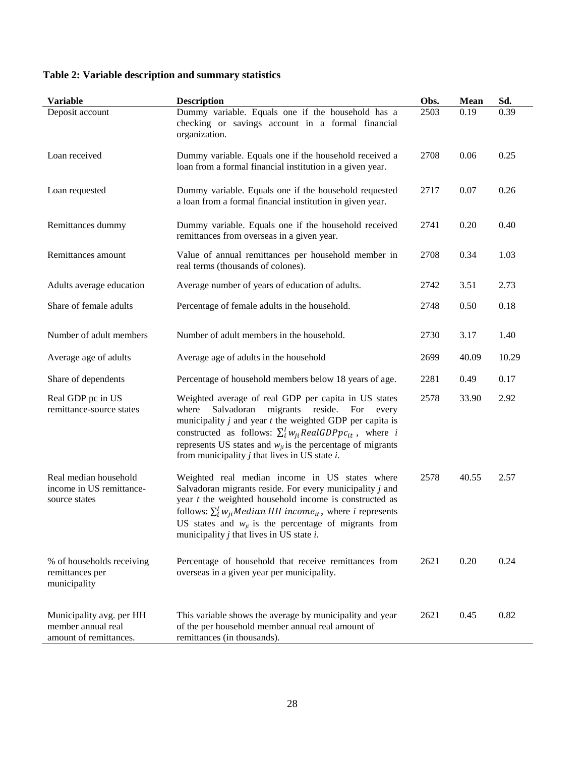**Table 2: Variable description and summary statistics**

| Variable | Description | Obs. | Mean | Sd. |
|---|---|---|---|---|
| Deposit account | Dummy variable. Equals one if the household has a checking or savings account in a formal financial organization. | 2503 | 0.19 | 0.39 |
| Loan received | Dummy variable. Equals one if the household received a loan from a formal financial institution in a given year. | 2708 | 0.06 | 0.25 |
| Loan requested | Dummy variable. Equals one if the household requested a loan from a formal financial institution in given year. | 2717 | 0.07 | 0.26 |
| Remittances dummy | Dummy variable. Equals one if the household received remittances from overseas in a given year. | 2741 | 0.20 | 0.40 |
| Remittances amount | Value of annual remittances per household member in real terms (thousands of colones). | 2708 | 0.34 | 1.03 |
| Adults average education | Average number of years of education of adults. | 2742 | 3.51 | 2.73 |
| Share of female adults | Percentage of female adults in the household. | 2748 | 0.50 | 0.18 |
| Number of adult members | Number of adult members in the household. | 2730 | 3.17 | 1.40 |
| Average age of adults | Average age of adults in the household | 2699 | 40.09 | 10.29 |
| Share of dependents | Percentage of household members below 18 years of age. | 2281 | 0.49 | 0.17 |
| Real GDP pc in US remittance-source states | Weighted average of real GDP per capita in US states where Salvadoran migrants reside. For every municipality *j* and year *t* the weighted GDP per capita is constructed as follows: $\sum_i^I w_{ji} RealGDPpc_{it}$ , where *i* represents US states and $w_{ji}$ is the percentage of migrants from municipality *j* that lives in US state *i*. | 2578 | 33.90 | 2.92 |
| Real median household income in US remittance-source states | Weighted real median income in US states where Salvadoran migrants reside. For every municipality *j* and year *t* the weighted household income is constructed as follows: $\sum_i^I w_{ji} Median\ HH\ income_{it}$, where *i* represents US states and $w_{ji}$ is the percentage of migrants from municipality *j* that lives in US state *i*. | 2578 | 40.55 | 2.57 |
| % of households receiving remittances per municipality | Percentage of household that receive remittances from overseas in a given year per municipality. | 2621 | 0.20 | 0.24 |
| Municipality avg. per HH member annual real amount of remittances. | This variable shows the average by municipality and year of the per household member annual real amount of remittances (in thousands). | 2621 | 0.45 | 0.82 |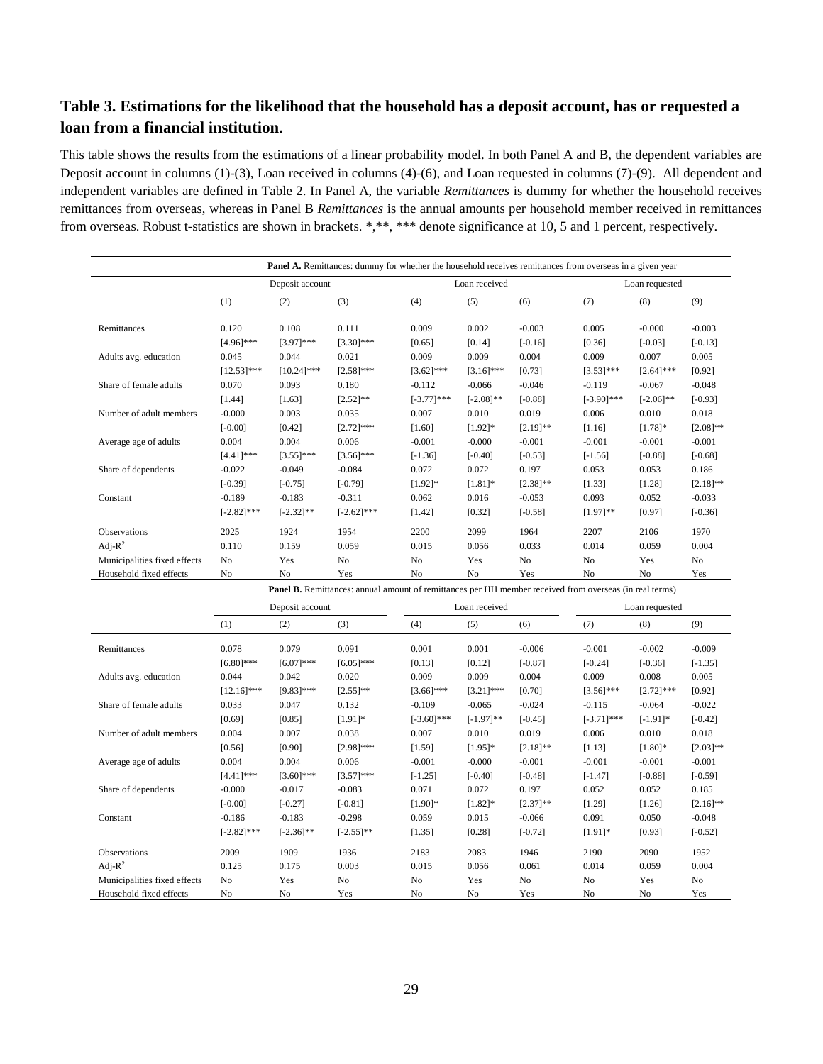## Table 3. Estimations for the likelihood that the household has a deposit account, has or requested a loan from a financial institution.

This table shows the results from the estimations of a linear probability model. In both Panel A and B, the dependent variables are Deposit account in columns (1)-(3), Loan received in columns (4)-(6), and Loan requested in columns (7)-(9). All dependent and independent variables are defined in Table 2. In Panel A, the variable *Remittances* is dummy for whether the household receives remittances from overseas, whereas in Panel B *Remittances* is the annual amounts per household member received in remittances from overseas. Robust t-statistics are shown in brackets. *,**, *** denote significance at 10, 5 and 1 percent, respectively.

| | **Panel A.** Remittances: dummy for whether the household receives remittances from overseas in a given year | | | | | | | | |
|---|---|---|---|---|---|---|---|---|---|
| | Deposit account | | | Loan received | | | Loan requested | | |
| | (1) | (2) | (3) | (4) | (5) | (6) | (7) | (8) | (9) |
| Remittances | 0.120 | 0.108 | 0.111 | 0.009 | 0.002 | -0.003 | 0.005 | -0.000 | -0.003 |
| | [4.96]*** | [3.97]*** | [3.30]*** | [0.65] | [0.14] | [-0.16] | [0.36] | [-0.03] | [-0.13] |
| Adults avg. education | 0.045 | 0.044 | 0.021 | 0.009 | 0.009 | 0.004 | 0.009 | 0.007 | 0.005 |
| | [12.53]*** | [10.24]*** | [2.58]*** | [3.62]*** | [3.16]*** | [0.73] | [3.53]*** | [2.64]*** | [0.92] |
| Share of female adults | 0.070 | 0.093 | 0.180 | -0.112 | -0.066 | -0.046 | -0.119 | -0.067 | -0.048 |
| | [1.44] | [1.63] | [2.52]** | [-3.77]*** | [-2.08]** | [-0.88] | [-3.90]*** | [-2.06]** | [-0.93] |
| Number of adult members | -0.000 | 0.003 | 0.035 | 0.007 | 0.010 | 0.019 | 0.006 | 0.010 | 0.018 |
| | [-0.00] | [0.42] | [2.72]*** | [1.60] | [1.92]* | [2.19]** | [1.16] | [1.78]* | [2.08]** |
| Average age of adults | 0.004 | 0.004 | 0.006 | -0.001 | -0.000 | -0.001 | -0.001 | -0.001 | -0.001 |
| | [4.41]*** | [3.55]*** | [3.56]*** | [-1.36] | [-0.40] | [-0.53] | [-1.56] | [-0.88] | [-0.68] |
| Share of dependents | -0.022 | -0.049 | -0.084 | 0.072 | 0.072 | 0.197 | 0.053 | 0.053 | 0.186 |
| | [-0.39] | [-0.75] | [-0.79] | [1.92]* | [1.81]* | [2.38]** | [1.33] | [1.28] | [2.18]** |
| Constant | -0.189 | -0.183 | -0.311 | 0.062 | 0.016 | -0.053 | 0.093 | 0.052 | -0.033 |
| | [-2.82]*** | [-2.32]** | [-2.62]*** | [1.42] | [0.32] | [-0.58] | [1.97]** | [0.97] | [-0.36] |
| Observations | 2025 | 1924 | 1954 | 2200 | 2099 | 1964 | 2207 | 2106 | 1970 |
| Adj-$R^2$ | 0.110 | 0.159 | 0.059 | 0.015 | 0.056 | 0.033 | 0.014 | 0.059 | 0.004 |
| Municipalities fixed effects | No | Yes | No | No | Yes | No | No | Yes | No |
| Household fixed effects | No | No | Yes | No | No | Yes | No | No | Yes |
| | **Panel B.** Remittances: annual amount of remittances per HH member received from overseas (in real terms) | | | | | | | | |
| | Deposit account | | | Loan received | | | Loan requested | | |
| | (1) | (2) | (3) | (4) | (5) | (6) | (7) | (8) | (9) |
| Remittances | 0.078 | 0.079 | 0.091 | 0.001 | 0.001 | -0.006 | -0.001 | -0.002 | -0.009 |
| | [6.80]*** | [6.07]*** | [6.05]*** | [0.13] | [0.12] | [-0.87] | [-0.24] | [-0.36] | [-1.35] |
| Adults avg. education | 0.044 | 0.042 | 0.020 | 0.009 | 0.009 | 0.004 | 0.009 | 0.008 | 0.005 |
| | [12.16]*** | [9.83]*** | [2.55]** | [3.66]*** | [3.21]*** | [0.70] | [3.56]*** | [2.72]*** | [0.92] |
| Share of female adults | 0.033 | 0.047 | 0.132 | -0.109 | -0.065 | -0.024 | -0.115 | -0.064 | -0.022 |
| | [0.69] | [0.85] | [1.91]* | [-3.60]*** | [-1.97]** | [-0.45] | [-3.71]*** | [-1.91]* | [-0.42] |
| Number of adult members | 0.004 | 0.007 | 0.038 | 0.007 | 0.010 | 0.019 | 0.006 | 0.010 | 0.018 |
| | [0.56] | [0.90] | [2.98]*** | [1.59] | [1.95]* | [2.18]** | [1.13] | [1.80]* | [2.03]** |
| Average age of adults | 0.004 | 0.004 | 0.006 | -0.001 | -0.000 | -0.001 | -0.001 | -0.001 | -0.001 |
| | [4.41]*** | [3.60]*** | [3.57]*** | [-1.25] | [-0.40] | [-0.48] | [-1.47] | [-0.88] | [-0.59] |
| Share of dependents | -0.000 | -0.017 | -0.083 | 0.071 | 0.072 | 0.197 | 0.052 | 0.052 | 0.185 |
| | [-0.00] | [-0.27] | [-0.81] | [1.90]* | [1.82]* | [2.37]** | [1.29] | [1.26] | [2.16]** |
| Constant | -0.186 | -0.183 | -0.298 | 0.059 | 0.015 | -0.066 | 0.091 | 0.050 | -0.048 |
| | [-2.82]*** | [-2.36]** | [-2.55]** | [1.35] | [0.28] | [-0.72] | [1.91]* | [0.93] | [-0.52] |
| Observations | 2009 | 1909 | 1936 | 2183 | 2083 | 1946 | 2190 | 2090 | 1952 |
| Adj-$R^2$ | 0.125 | 0.175 | 0.003 | 0.015 | 0.056 | 0.061 | 0.014 | 0.059 | 0.004 |
| Municipalities fixed effects | No | Yes | No | No | Yes | No | No | Yes | No |
| Household fixed effects | No | No | Yes | No | No | Yes | No | No | Yes |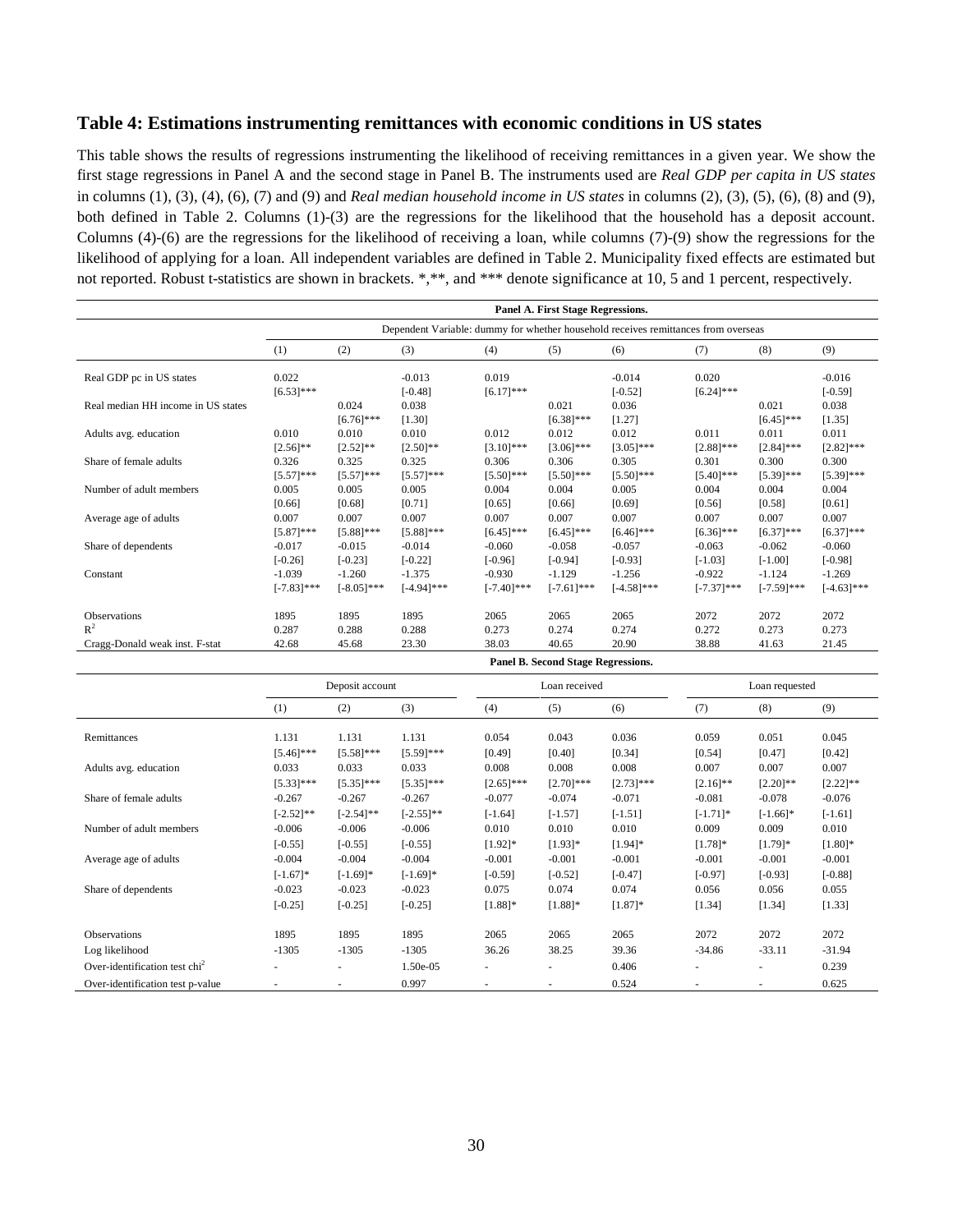## Table 4: Estimations instrumenting remittances with economic conditions in US states

This table shows the results of regressions instrumenting the likelihood of receiving remittances in a given year. We show the first stage regressions in Panel A and the second stage in Panel B. The instruments used are *Real GDP per capita in US states* in columns (1), (3), (4), (6), (7) and (9) and *Real median household income in US states* in columns (2), (3), (5), (6), (8) and (9), both defined in Table 2. Columns (1)-(3) are the regressions for the likelihood that the household has a deposit account. Columns (4)-(6) are the regressions for the likelihood of receiving a loan, while columns (7)-(9) show the regressions for the likelihood of applying for a loan. All independent variables are defined in Table 2. Municipality fixed effects are estimated but not reported. Robust t-statistics are shown in brackets. *,**, and *** denote significance at 10, 5 and 1 percent, respectively.

**Panel A. First Stage Regressions.**

| | Dependent Variable: dummy for whether household receives remittances from overseas | | | | | | | | |
|---|---|---|---|---|---|---|---|---|---|
| | (1) | (2) | (3) | (4) | (5) | (6) | (7) | (8) | (9) |
| Real GDP pc in US states | 0.022 | | -0.013 | 0.019 | | -0.014 | 0.020 | | -0.016 |
| | [6.53]*** | | [-0.48] | [6.17]*** | | [-0.52] | [6.24]*** | | [-0.59] |
| Real median HH income in US states | | 0.024 | 0.038 | | 0.021 | 0.036 | | 0.021 | 0.038 |
| | | [6.76]*** | [1.30] | | [6.38]*** | [1.27] | | [6.45]*** | [1.35] |
| Adults avg. education | 0.010 | 0.010 | 0.010 | 0.012 | 0.012 | 0.012 | 0.011 | 0.011 | 0.011 |
| | [2.56]** | [2.52]** | [2.50]** | [3.10]*** | [3.06]*** | [3.05]*** | [2.88]*** | [2.84]*** | [2.82]*** |
| Share of female adults | 0.326 | 0.325 | 0.325 | 0.306 | 0.306 | 0.305 | 0.301 | 0.300 | 0.300 |
| | [5.57]*** | [5.57]*** | [5.57]*** | [5.50]*** | [5.50]*** | [5.50]*** | [5.40]*** | [5.39]*** | [5.39]*** |
| Number of adult members | 0.005 | 0.005 | 0.005 | 0.004 | 0.004 | 0.005 | 0.004 | 0.004 | 0.004 |
| | [0.66] | [0.68] | [0.71] | [0.65] | [0.66] | [0.69] | [0.56] | [0.58] | [0.61] |
| Average age of adults | 0.007 | 0.007 | 0.007 | 0.007 | 0.007 | 0.007 | 0.007 | 0.007 | 0.007 |
| | [5.87]*** | [5.88]*** | [5.88]*** | [6.45]*** | [6.45]*** | [6.46]*** | [6.36]*** | [6.37]*** | [6.37]*** |
| Share of dependents | -0.017 | -0.015 | -0.014 | -0.060 | -0.058 | -0.057 | -0.063 | -0.062 | -0.060 |
| | [-0.26] | [-0.23] | [-0.22] | [-0.96] | [-0.94] | [-0.93] | [-1.03] | [-1.00] | [-0.98] |
| Constant | -1.039 | -1.260 | -1.375 | -0.930 | -1.129 | -1.256 | -0.922 | -1.124 | -1.269 |
| | [-7.83]*** | [-8.05]*** | [-4.94]*** | [-7.40]*** | [-7.61]*** | [-4.58]*** | [-7.37]*** | [-7.59]*** | [-4.63]*** |
| Observations | 1895 | 1895 | 1895 | 2065 | 2065 | 2065 | 2072 | 2072 | 2072 |
| $R^2$ | 0.287 | 0.288 | 0.288 | 0.273 | 0.274 | 0.274 | 0.272 | 0.273 | 0.273 |
| Cragg-Donald weak inst. F-stat | 42.68 | 45.68 | 23.30 | 38.03 | 40.65 | 20.90 | 38.88 | 41.63 | 21.45 |

**Panel B. Second Stage Regressions.**

| | Deposit account | | | Loan received | | | Loan requested | | |
|---|---|---|---|---|---|---|---|---|---|
| | (1) | (2) | (3) | (4) | (5) | (6) | (7) | (8) | (9) |
| Remittances | 1.131 | 1.131 | 1.131 | 0.054 | 0.043 | 0.036 | 0.059 | 0.051 | 0.045 |
| | [5.46]*** | [5.58]*** | [5.59]*** | [0.49] | [0.40] | [0.34] | [0.54] | [0.47] | [0.42] |
| Adults avg. education | 0.033 | 0.033 | 0.033 | 0.008 | 0.008 | 0.008 | 0.007 | 0.007 | 0.007 |
| | [5.33]*** | [5.35]*** | [5.35]*** | [2.65]*** | [2.70]*** | [2.73]*** | [2.16]** | [2.20]** | [2.22]** |
| Share of female adults | -0.267 | -0.267 | -0.267 | -0.077 | -0.074 | -0.071 | -0.081 | -0.078 | -0.076 |
| | [-2.52]** | [-2.54]** | [-2.55]** | [-1.64] | [-1.57] | [-1.51] | [-1.71]* | [-1.66]* | [-1.61] |
| Number of adult members | -0.006 | -0.006 | -0.006 | 0.010 | 0.010 | 0.010 | 0.009 | 0.009 | 0.010 |
| | [-0.55] | [-0.55] | [-0.55] | [1.92]* | [1.93]* | [1.94]* | [1.78]* | [1.79]* | [1.80]* |
| Average age of adults | -0.004 | -0.004 | -0.004 | -0.001 | -0.001 | -0.001 | -0.001 | -0.001 | -0.001 |
| | [-1.67]* | [-1.69]* | [-1.69]* | [-0.59] | [-0.52] | [-0.47] | [-0.97] | [-0.93] | [-0.88] |
| Share of dependents | -0.023 | -0.023 | -0.023 | 0.075 | 0.074 | 0.074 | 0.056 | 0.056 | 0.055 |
| | [-0.25] | [-0.25] | [-0.25] | [1.88]* | [1.88]* | [1.87]* | [1.34] | [1.34] | [1.33] |
| Observations | 1895 | 1895 | 1895 | 2065 | 2065 | 2065 | 2072 | 2072 | 2072 |
| Log likelihood | -1305 | -1305 | -1305 | 36.26 | 38.25 | 39.36 | -34.86 | -33.11 | -31.94 |
| Over-identification test chi$^2$ | - | - | 1.50e-05 | - | - | 0.406 | - | - | 0.239 |
| Over-identification test p-value | - | - | 0.997 | - | - | 0.524 | - | - | 0.625 |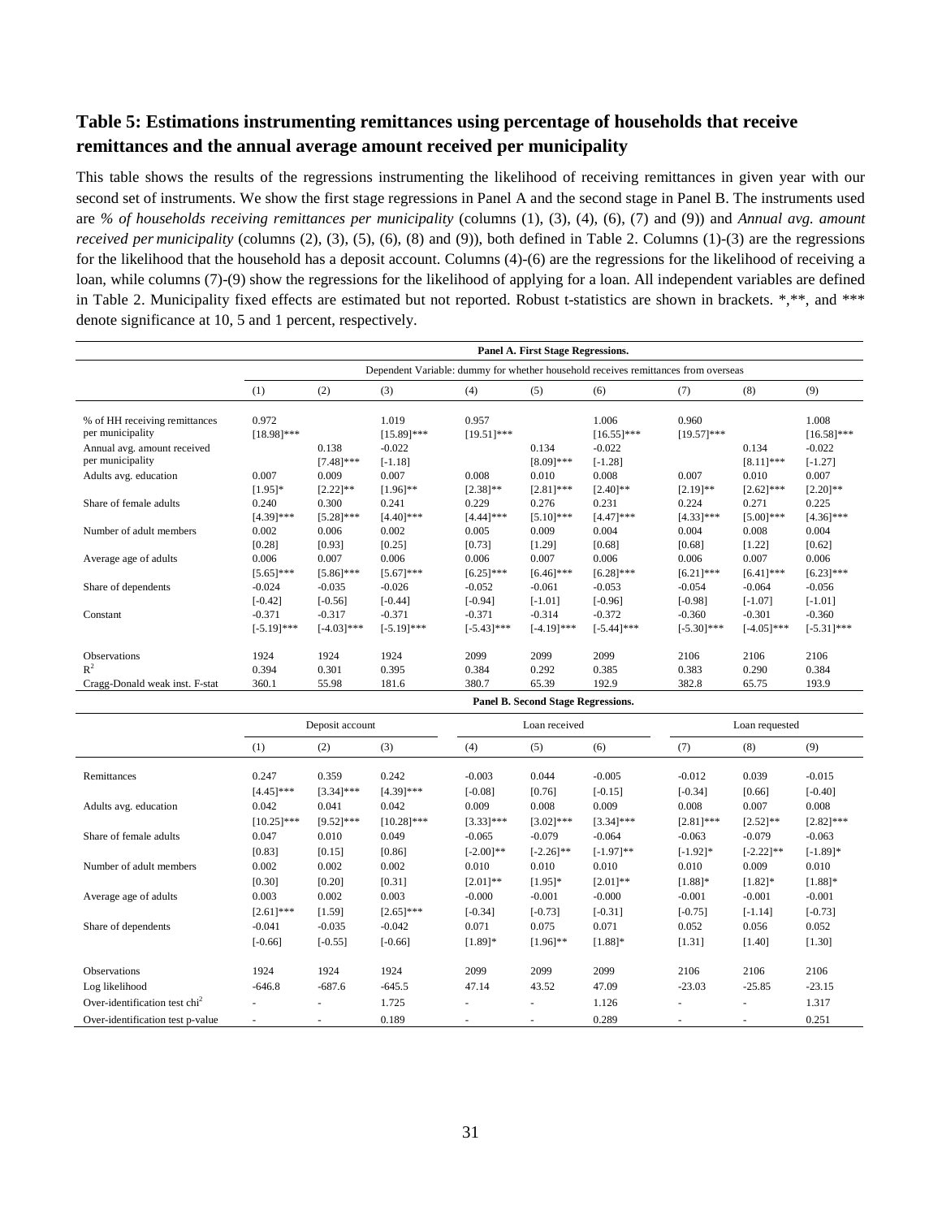## Table 5: Estimations instrumenting remittances using percentage of households that receive remittances and the annual average amount received per municipality

This table shows the results of the regressions instrumenting the likelihood of receiving remittances in given year with our second set of instruments. We show the first stage regressions in Panel A and the second stage in Panel B. The instruments used are *% of households receiving remittances per municipality* (columns (1), (3), (4), (6), (7) and (9)) and *Annual avg. amount received per municipality* (columns (2), (3), (5), (6), (8) and (9)), both defined in Table 2. Columns (1)-(3) are the regressions for the likelihood that the household has a deposit account. Columns (4)-(6) are the regressions for the likelihood of receiving a loan, while columns (7)-(9) show the regressions for the likelihood of applying for a loan. All independent variables are defined in Table 2. Municipality fixed effects are estimated but not reported. Robust t-statistics are shown in brackets. *,**, and *** denote significance at 10, 5 and 1 percent, respectively.

**Panel A. First Stage Regressions.**

| | Dependent Variable: dummy for whether household receives remittances from overseas | | | | | | | | |
|---|---|---|---|---|---|---|---|---|---|
| | (1) | (2) | (3) | (4) | (5) | (6) | (7) | (8) | (9) |
| % of HH receiving remittances per municipality | 0.972 | | 1.019 | 0.957 | | 1.006 | 0.960 | | 1.008 |
| | [18.98]*** | | [15.89]*** | [19.51]*** | | [16.55]*** | [19.57]*** | | [16.58]*** |
| Annual avg. amount received per municipality | | 0.138 | -0.022 | | 0.134 | -0.022 | | 0.134 | -0.022 |
| | | [7.48]*** | [-1.18] | | [8.09]*** | [-1.28] | | [8.11]*** | [-1.27] |
| Adults avg. education | 0.007 | 0.009 | 0.007 | 0.008 | 0.010 | 0.008 | 0.007 | 0.010 | 0.007 |
| | [1.95]* | [2.22]** | [1.96]** | [2.38]** | [2.81]*** | [2.40]** | [2.19]** | [2.62]*** | [2.20]** |
| Share of female adults | 0.240 | 0.300 | 0.241 | 0.229 | 0.276 | 0.231 | 0.224 | 0.271 | 0.225 |
| | [4.39]*** | [5.28]*** | [4.40]*** | [4.44]*** | [5.10]*** | [4.47]*** | [4.33]*** | [5.00]*** | [4.36]*** |
| Number of adult members | 0.002 | 0.006 | 0.002 | 0.005 | 0.009 | 0.004 | 0.004 | 0.008 | 0.004 |
| | [0.28] | [0.93] | [0.25] | [0.73] | [1.29] | [0.68] | [0.68] | [1.22] | [0.62] |
| Average age of adults | 0.006 | 0.007 | 0.006 | 0.006 | 0.007 | 0.006 | 0.006 | 0.007 | 0.006 |
| | [5.65]*** | [5.86]*** | [5.67]*** | [6.25]*** | [6.46]*** | [6.28]*** | [6.21]*** | [6.41]*** | [6.23]*** |
| Share of dependents | -0.024 | -0.035 | -0.026 | -0.052 | -0.061 | -0.053 | -0.054 | -0.064 | -0.056 |
| | [-0.42] | [-0.56] | [-0.44] | [-0.94] | [-1.01] | [-0.96] | [-0.98] | [-1.07] | [-1.01] |
| Constant | -0.371 | -0.317 | -0.371 | -0.371 | -0.314 | -0.372 | -0.360 | -0.301 | -0.360 |
| | [-5.19]*** | [-4.03]*** | [-5.19]*** | [-5.43]*** | [-4.19]*** | [-5.44]*** | [-5.30]*** | [-4.05]*** | [-5.31]*** |
| Observations | 1924 | 1924 | 1924 | 2099 | 2099 | 2099 | 2106 | 2106 | 2106 |
| $R^2$ | 0.394 | 0.301 | 0.395 | 0.384 | 0.292 | 0.385 | 0.383 | 0.290 | 0.384 |
| Cragg-Donald weak inst. F-stat | 360.1 | 55.98 | 181.6 | 380.7 | 65.39 | 192.9 | 382.8 | 65.75 | 193.9 |

**Panel B. Second Stage Regressions.**

| | Deposit account | | | Loan received | | | Loan requested | | |
|---|---|---|---|---|---|---|---|---|---|
| | (1) | (2) | (3) | (4) | (5) | (6) | (7) | (8) | (9) |
| Remittances | 0.247 | 0.359 | 0.242 | -0.003 | 0.044 | -0.005 | -0.012 | 0.039 | -0.015 |
| | [4.45]*** | [3.34]*** | [4.39]*** | [-0.08] | [0.76] | [-0.15] | [-0.34] | [0.66] | [-0.40] |
| Adults avg. education | 0.042 | 0.041 | 0.042 | 0.009 | 0.008 | 0.009 | 0.008 | 0.007 | 0.008 |
| | [10.25]*** | [9.52]*** | [10.28]*** | [3.33]*** | [3.02]*** | [3.34]*** | [2.81]*** | [2.52]** | [2.82]*** |
| Share of female adults | 0.047 | 0.010 | 0.049 | -0.065 | -0.079 | -0.064 | -0.063 | -0.079 | -0.063 |
| | [0.83] | [0.15] | [0.86] | [-2.00]** | [-2.26]** | [-1.97]** | [-1.92]* | [-2.22]** | [-1.89]* |
| Number of adult members | 0.002 | 0.002 | 0.002 | 0.010 | 0.010 | 0.010 | 0.010 | 0.009 | 0.010 |
| | [0.30] | [0.20] | [0.31] | [2.01]** | [1.95]* | [2.01]** | [1.88]* | [1.82]* | [1.88]* |
| Average age of adults | 0.003 | 0.002 | 0.003 | -0.000 | -0.001 | -0.000 | -0.001 | -0.001 | -0.001 |
| | [2.61]*** | [1.59] | [2.65]*** | [-0.34] | [-0.73] | [-0.31] | [-0.75] | [-1.14] | [-0.73] |
| Share of dependents | -0.041 | -0.035 | -0.042 | 0.071 | 0.075 | 0.071 | 0.052 | 0.056 | 0.052 |
| | [-0.66] | [-0.55] | [-0.66] | [1.89]* | [1.96]** | [1.88]* | [1.31] | [1.40] | [1.30] |
| Observations | 1924 | 1924 | 1924 | 2099 | 2099 | 2099 | 2106 | 2106 | 2106 |
| Log likelihood | -646.8 | -687.6 | -645.5 | 47.14 | 43.52 | 47.09 | -23.03 | -25.85 | -23.15 |
| Over-identification test $chi^2$ | - | - | 1.725 | - | - | 1.126 | - | - | 1.317 |
| Over-identification test p-value | - | - | 0.189 | - | - | 0.289 | - | - | 0.251 |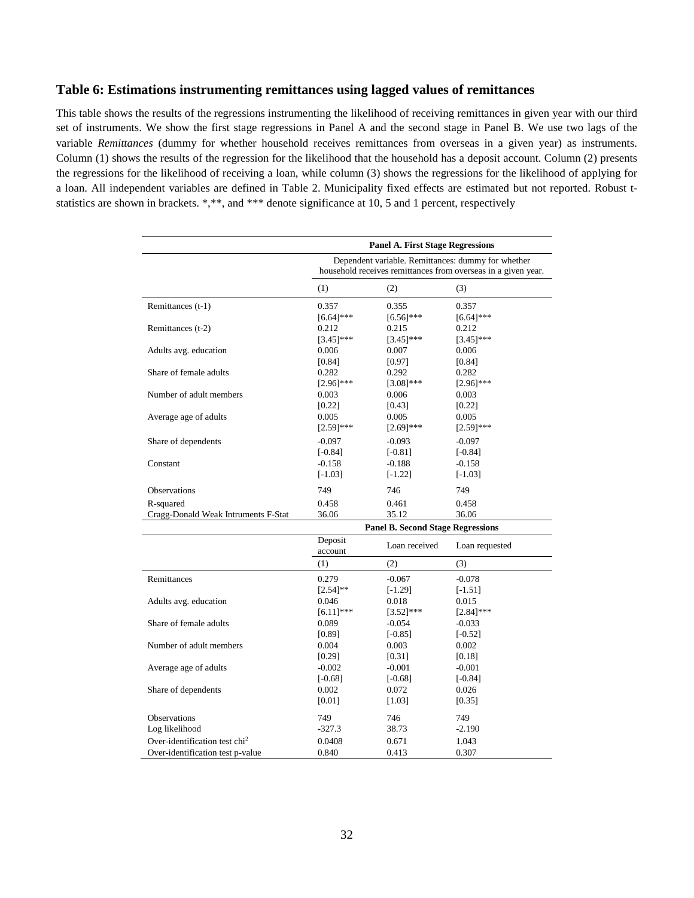## Table 6: Estimations instrumenting remittances using lagged values of remittances

This table shows the results of the regressions instrumenting the likelihood of receiving remittances in given year with our third set of instruments. We show the first stage regressions in Panel A and the second stage in Panel B. We use two lags of the variable *Remittances* (dummy for whether household receives remittances from overseas in a given year) as instruments. Column (1) shows the results of the regression for the likelihood that the household has a deposit account. Column (2) presents the regressions for the likelihood of receiving a loan, while column (3) shows the regressions for the likelihood of applying for a loan. All independent variables are defined in Table 2. Municipality fixed effects are estimated but not reported. Robust t-statistics are shown in brackets. *,**, and *** denote significance at 10, 5 and 1 percent, respectively

| | **Panel A. First Stage Regressions** | | |
|---|---|---|---|
| | Dependent variable. Remittances: dummy for whether household receives remittances from overseas in a given year. | | |
| | (1) | (2) | (3) |
| Remittances (t-1) | 0.357 | 0.355 | 0.357 |
| | [6.64]*** | [6.56]*** | [6.64]*** |
| Remittances (t-2) | 0.212 | 0.215 | 0.212 |
| | [3.45]*** | [3.45]*** | [3.45]*** |
| Adults avg. education | 0.006 | 0.007 | 0.006 |
| | [0.84] | [0.97] | [0.84] |
| Share of female adults | 0.282 | 0.292 | 0.282 |
| | [2.96]*** | [3.08]*** | [2.96]*** |
| Number of adult members | 0.003 | 0.006 | 0.003 |
| | [0.22] | [0.43] | [0.22] |
| Average age of adults | 0.005 | 0.005 | 0.005 |
| | [2.59]*** | [2.69]*** | [2.59]*** |
| Share of dependents | -0.097 | -0.093 | -0.097 |
| | [-0.84] | [-0.81] | [-0.84] |
| Constant | -0.158 | -0.188 | -0.158 |
| | [-1.03] | [-1.22] | [-1.03] |
| Observations | 749 | 746 | 749 |
| R-squared | 0.458 | 0.461 | 0.458 |
| Cragg-Donald Weak Intruments F-Stat | 36.06 | 35.12 | 36.06 |
| | **Panel B. Second Stage Regressions** | | |
| | Deposit account | Loan received | Loan requested |
| | (1) | (2) | (3) |
| Remittances | 0.279 | -0.067 | -0.078 |
| | [2.54]** | [-1.29] | [-1.51] |
| Adults avg. education | 0.046 | 0.018 | 0.015 |
| | [6.11]*** | [3.52]*** | [2.84]*** |
| Share of female adults | 0.089 | -0.054 | -0.033 |
| | [0.89] | [-0.85] | [-0.52] |
| Number of adult members | 0.004 | 0.003 | 0.002 |
| | [0.29] | [0.31] | [0.18] |
| Average age of adults | -0.002 | -0.001 | -0.001 |
| | [-0.68] | [-0.68] | [-0.84] |
| Share of dependents | 0.002 | 0.072 | 0.026 |
| | [0.01] | [1.03] | [0.35] |
| Observations | 749 | 746 | 749 |
| Log likelihood | -327.3 | 38.73 | -2.190 |
| Over-identification test $chi^2$ | 0.0408 | 0.671 | 1.043 |
| Over-identification test p-value | 0.840 | 0.413 | 0.307 |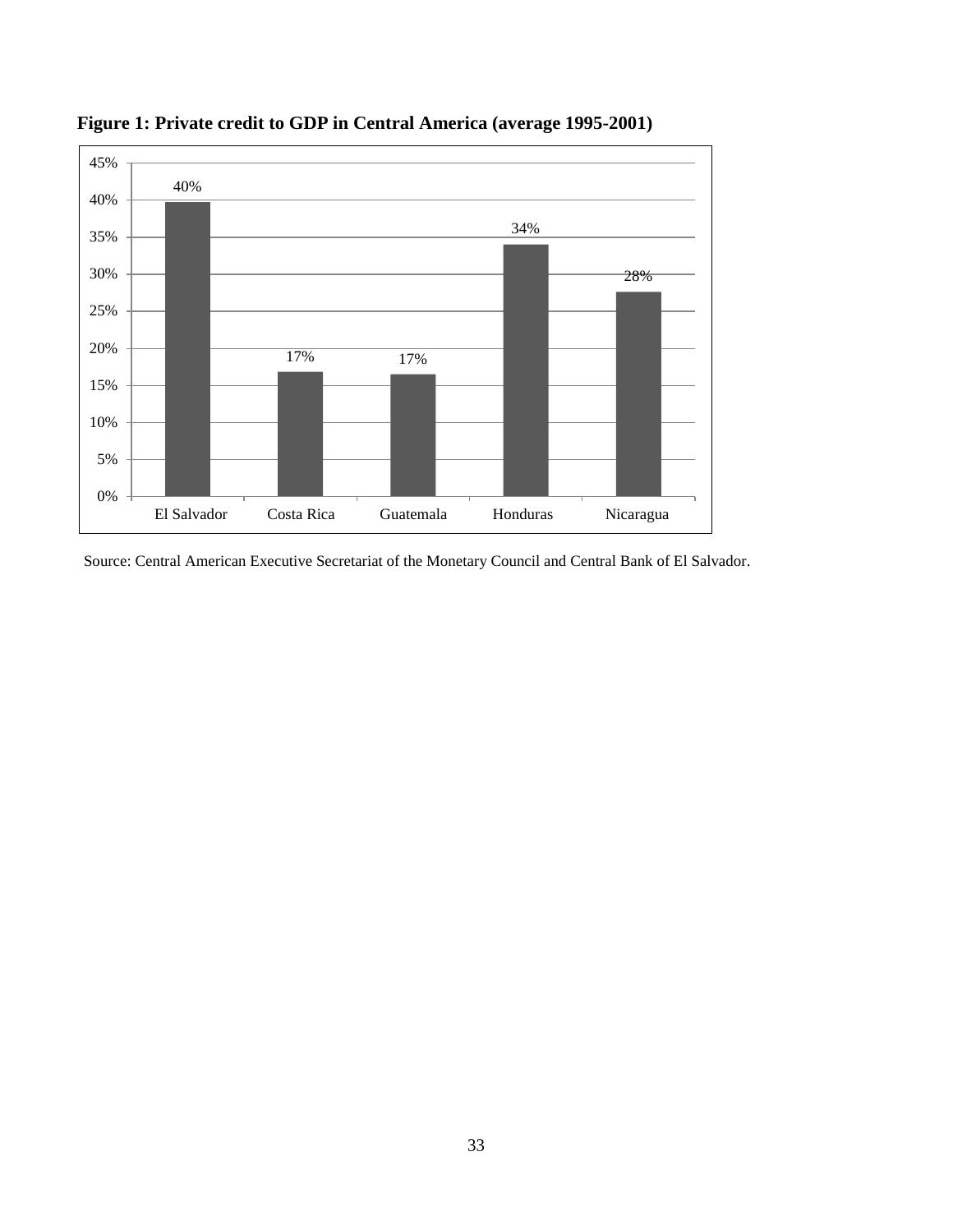**Figure 1: Private credit to GDP in Central America (average 1995-2001)**

45%
40%
35%
30%
25%
20%
15%
10%
5%
0%

40%
17%
17%
34%
28%

El Salvador
Costa Rica
Guatemala
Honduras
Nicaragua

Source: Central American Executive Secretariat of the Monetary Council and Central Bank of El Salvador.